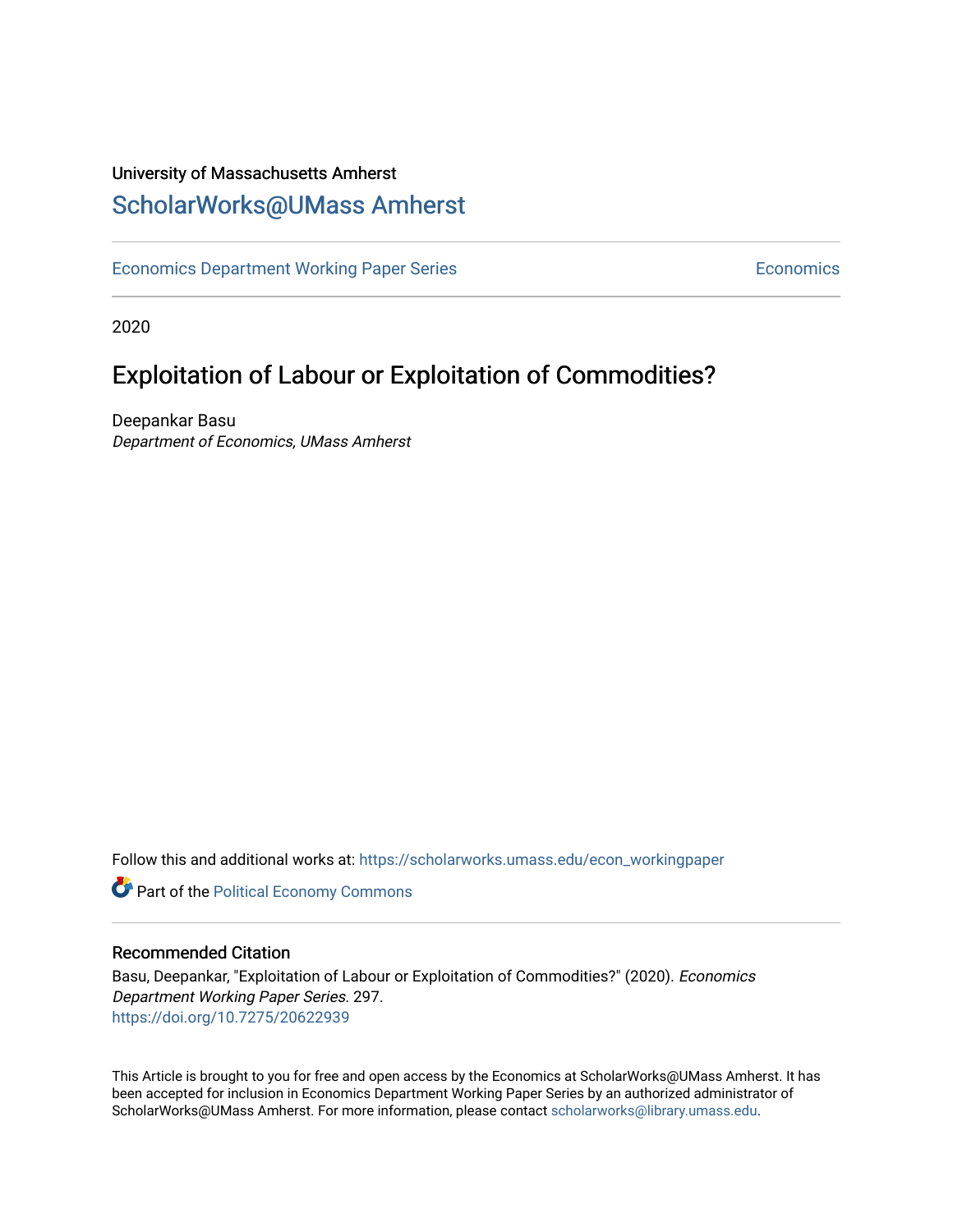University of Massachusetts Amherst

# ScholarWorks@UMass Amherst

Economics Department Working Paper Series Economics

2020

## Exploitation of Labour or Exploitation of Commodities?

Deepankar Basu
*Department of Economics, UMass Amherst*

Follow this and additional works at: https://scholarworks.umass.edu/econ_workingpaper

Part of the Political Economy Commons

### Recommended Citation

Basu, Deepankar, "Exploitation of Labour or Exploitation of Commodities?" (2020). *Economics Department Working Paper Series*. 297.
https://doi.org/10.7275/20622939

This Article is brought to you for free and open access by the Economics at ScholarWorks@UMass Amherst. It has been accepted for inclusion in Economics Department Working Paper Series by an authorized administrator of ScholarWorks@UMass Amherst. For more information, please contact scholarworks@library.umass.edu.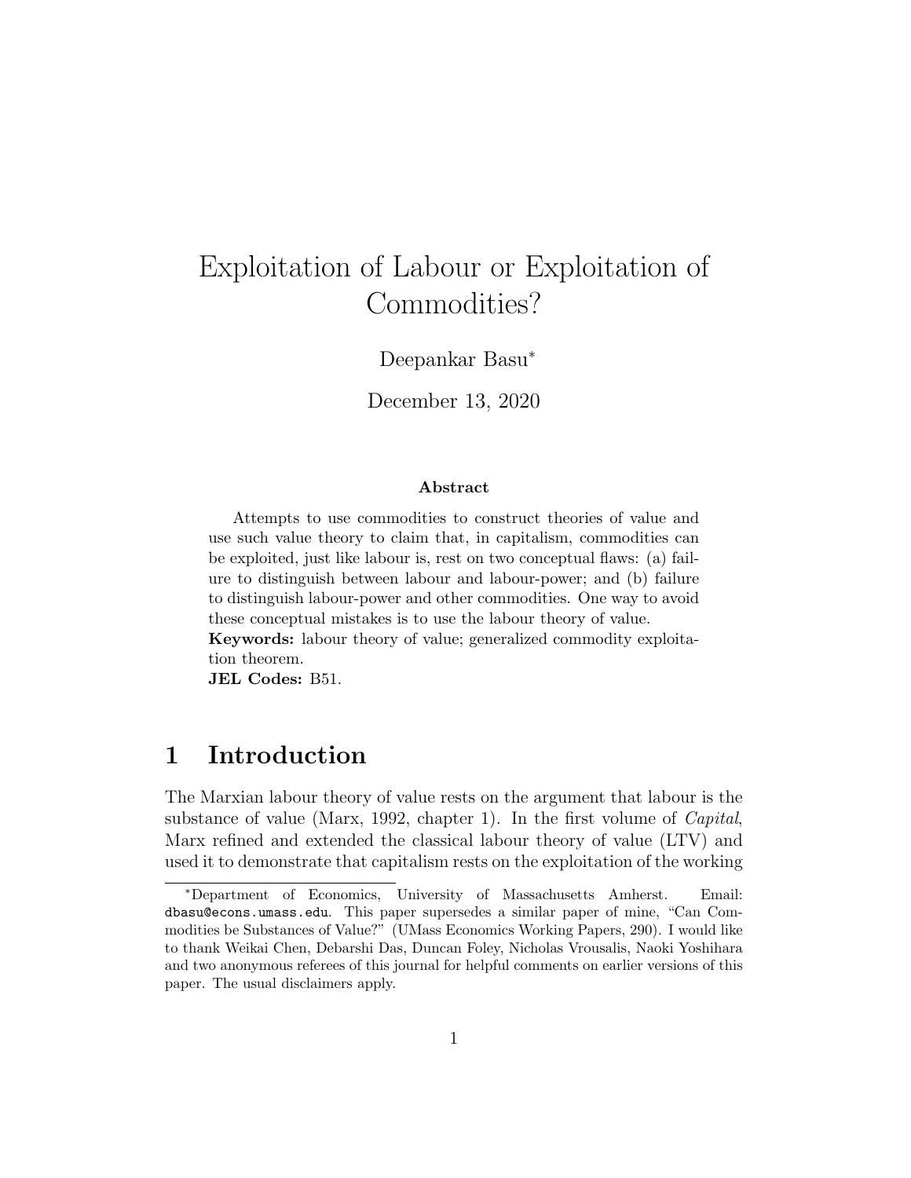# Exploitation of Labour or Exploitation of Commodities?

Deepankar Basu*

December 13, 2020

### Abstract

Attempts to use commodities to construct theories of value and use such value theory to claim that, in capitalism, commodities can be exploited, just like labour is, rest on two conceptual flaws: (a) failure to distinguish between labour and labour-power; and (b) failure to distinguish labour-power and other commodities. One way to avoid these conceptual mistakes is to use the labour theory of value.

**Keywords:** labour theory of value; generalized commodity exploitation theorem.

**JEL Codes:** B51.

## 1 Introduction

The Marxian labour theory of value rests on the argument that labour is the substance of value (Marx, 1992, chapter 1). In the first volume of *Capital*, Marx refined and extended the classical labour theory of value (LTV) and used it to demonstrate that capitalism rests on the exploitation of the working

---

*Department of Economics, University of Massachusetts Amherst. Email: `dbasu@econs.umass.edu`. This paper supersedes a similar paper of mine, "Can Commodities be Substances of Value?" (UMass Economics Working Papers, 290). I would like to thank Weikai Chen, Debarshi Das, Duncan Foley, Nicholas Vrousalis, Naoki Yoshihara and two anonymous referees of this journal for helpful comments on earlier versions of this paper. The usual disclaimers apply.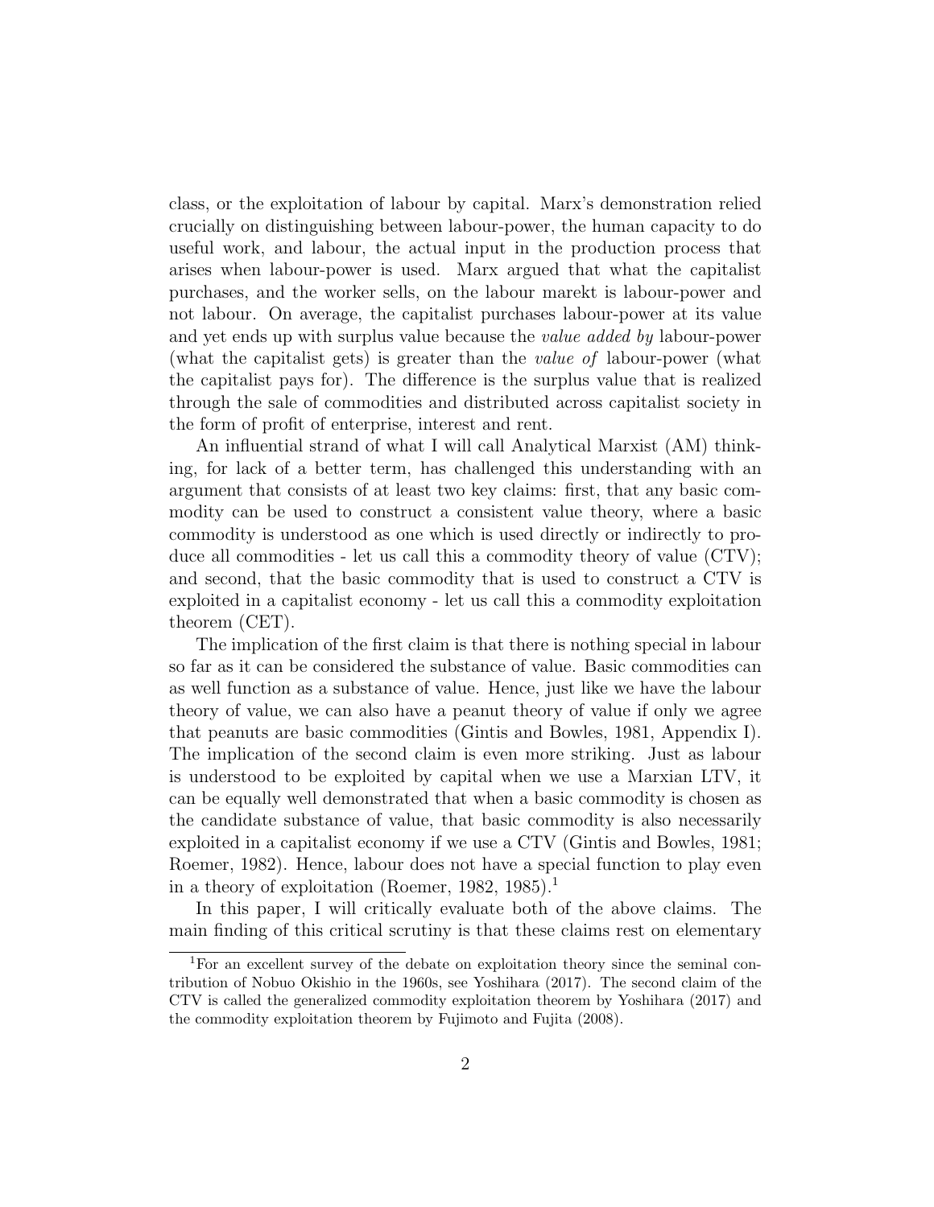class, or the exploitation of labour by capital. Marx's demonstration relied crucially on distinguishing between labour-power, the human capacity to do useful work, and labour, the actual input in the production process that arises when labour-power is used. Marx argued that what the capitalist purchases, and the worker sells, on the labour marekt is labour-power and not labour. On average, the capitalist purchases labour-power at its value and yet ends up with surplus value because the *value added by* labour-power (what the capitalist gets) is greater than the *value of* labour-power (what the capitalist pays for). The difference is the surplus value that is realized through the sale of commodities and distributed across capitalist society in the form of profit of enterprise, interest and rent.

An influential strand of what I will call Analytical Marxist (AM) thinking, for lack of a better term, has challenged this understanding with an argument that consists of at least two key claims: first, that any basic commodity can be used to construct a consistent value theory, where a basic commodity is understood as one which is used directly or indirectly to produce all commodities - let us call this a commodity theory of value (CTV); and second, that the basic commodity that is used to construct a CTV is exploited in a capitalist economy - let us call this a commodity exploitation theorem (CET).

The implication of the first claim is that there is nothing special in labour so far as it can be considered the substance of value. Basic commodities can as well function as a substance of value. Hence, just like we have the labour theory of value, we can also have a peanut theory of value if only we agree that peanuts are basic commodities (Gintis and Bowles, 1981, Appendix I). The implication of the second claim is even more striking. Just as labour is understood to be exploited by capital when we use a Marxian LTV, it can be equally well demonstrated that when a basic commodity is chosen as the candidate substance of value, that basic commodity is also necessarily exploited in a capitalist economy if we use a CTV (Gintis and Bowles, 1981; Roemer, 1982). Hence, labour does not have a special function to play even in a theory of exploitation (Roemer, 1982, 1985).[1]

In this paper, I will critically evaluate both of the above claims. The main finding of this critical scrutiny is that these claims rest on elementary

[1] For an excellent survey of the debate on exploitation theory since the seminal contribution of Nobuo Okishio in the 1960s, see Yoshihara (2017). The second claim of the CTV is called the generalized commodity exploitation theorem by Yoshihara (2017) and the commodity exploitation theorem by Fujimoto and Fujita (2008).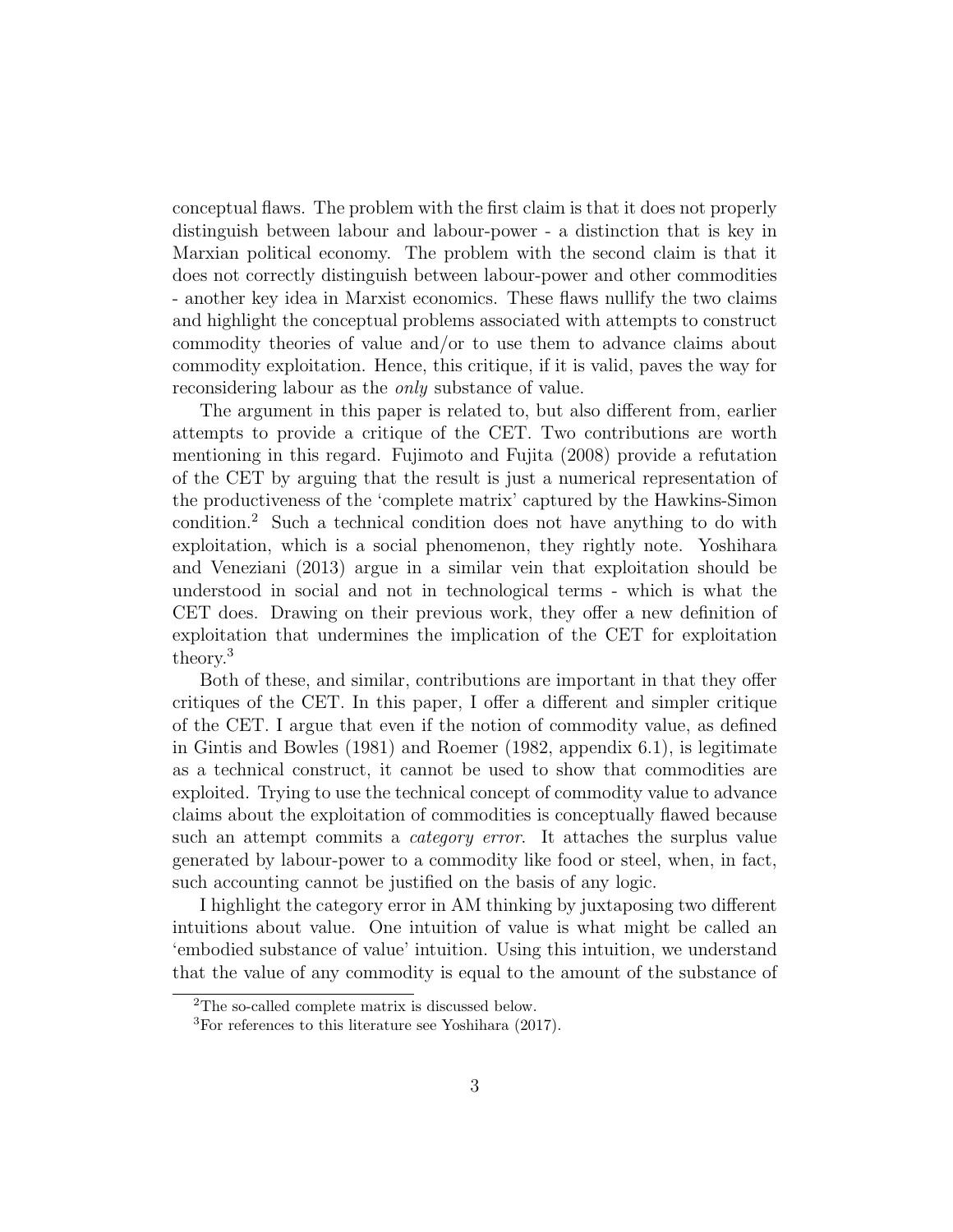conceptual flaws. The problem with the first claim is that it does not properly distinguish between labour and labour-power - a distinction that is key in Marxian political economy. The problem with the second claim is that it does not correctly distinguish between labour-power and other commodities - another key idea in Marxist economics. These flaws nullify the two claims and highlight the conceptual problems associated with attempts to construct commodity theories of value and/or to use them to advance claims about commodity exploitation. Hence, this critique, if it is valid, paves the way for reconsidering labour as the *only* substance of value.

The argument in this paper is related to, but also different from, earlier attempts to provide a critique of the CET. Two contributions are worth mentioning in this regard. Fujimoto and Fujita (2008) provide a refutation of the CET by arguing that the result is just a numerical representation of the productiveness of the 'complete matrix' captured by the Hawkins-Simon condition.[2] Such a technical condition does not have anything to do with exploitation, which is a social phenomenon, they rightly note. Yoshihara and Veneziani (2013) argue in a similar vein that exploitation should be understood in social and not in technological terms - which is what the CET does. Drawing on their previous work, they offer a new definition of exploitation that undermines the implication of the CET for exploitation theory.[3]

Both of these, and similar, contributions are important in that they offer critiques of the CET. In this paper, I offer a different and simpler critique of the CET. I argue that even if the notion of commodity value, as defined in Gintis and Bowles (1981) and Roemer (1982, appendix 6.1), is legitimate as a technical construct, it cannot be used to show that commodities are exploited. Trying to use the technical concept of commodity value to advance claims about the exploitation of commodities is conceptually flawed because such an attempt commits a *category error*. It attaches the surplus value generated by labour-power to a commodity like food or steel, when, in fact, such accounting cannot be justified on the basis of any logic.

I highlight the category error in AM thinking by juxtaposing two different intuitions about value. One intuition of value is what might be called an 'embodied substance of value' intuition. Using this intuition, we understand that the value of any commodity is equal to the amount of the substance of

[2] The so-called complete matrix is discussed below.

[3] For references to this literature see Yoshihara (2017).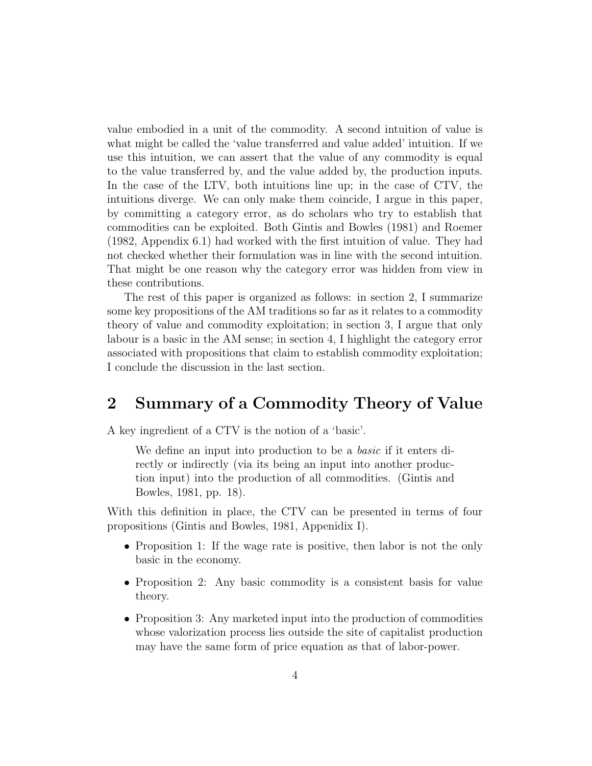value embodied in a unit of the commodity. A second intuition of value is what might be called the 'value transferred and value added' intuition. If we use this intuition, we can assert that the value of any commodity is equal to the value transferred by, and the value added by, the production inputs. In the case of the LTV, both intuitions line up; in the case of CTV, the intuitions diverge. We can only make them coincide, I argue in this paper, by committing a category error, as do scholars who try to establish that commodities can be exploited. Both Gintis and Bowles (1981) and Roemer (1982, Appendix 6.1) had worked with the first intuition of value. They had not checked whether their formulation was in line with the second intuition. That might be one reason why the category error was hidden from view in these contributions.

The rest of this paper is organized as follows: in section 2, I summarize some key propositions of the AM traditions so far as it relates to a commodity theory of value and commodity exploitation; in section 3, I argue that only labour is a basic in the AM sense; in section 4, I highlight the category error associated with propositions that claim to establish commodity exploitation; I conclude the discussion in the last section.

## 2 Summary of a Commodity Theory of Value

A key ingredient of a CTV is the notion of a 'basic'.

> We define an input into production to be a *basic* if it enters directly or indirectly (via its being an input into another production input) into the production of all commodities. (Gintis and Bowles, 1981, pp. 18).

With this definition in place, the CTV can be presented in terms of four propositions (Gintis and Bowles, 1981, Appenidix I).

- Proposition 1: If the wage rate is positive, then labor is not the only basic in the economy.
- Proposition 2: Any basic commodity is a consistent basis for value theory.
- Proposition 3: Any marketed input into the production of commodities whose valorization process lies outside the site of capitalist production may have the same form of price equation as that of labor-power.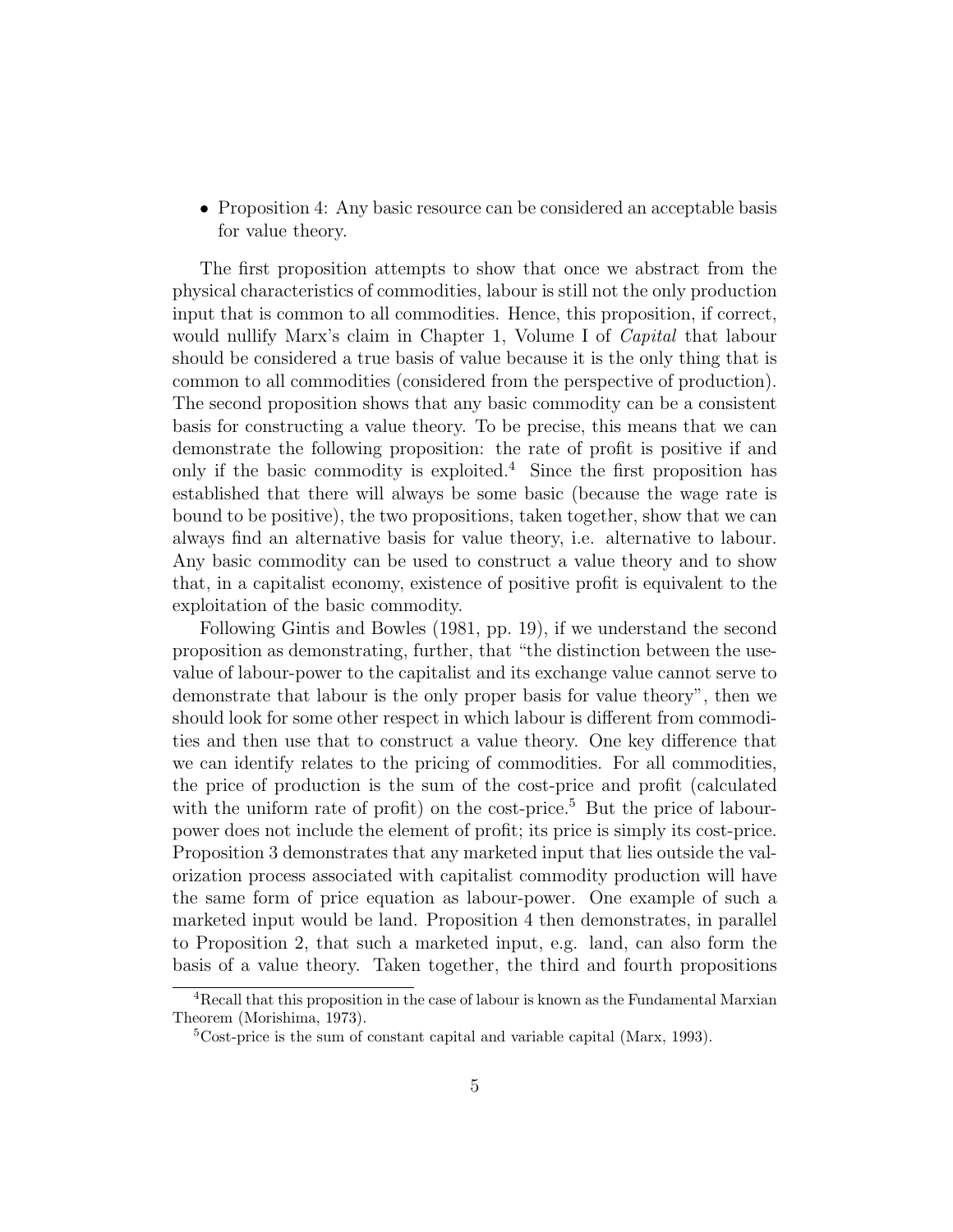- Proposition 4: Any basic resource can be considered an acceptable basis for value theory.

The first proposition attempts to show that once we abstract from the physical characteristics of commodities, labour is still not the only production input that is common to all commodities. Hence, this proposition, if correct, would nullify Marx's claim in Chapter 1, Volume I of *Capital* that labour should be considered a true basis of value because it is the only thing that is common to all commodities (considered from the perspective of production). The second proposition shows that any basic commodity can be a consistent basis for constructing a value theory. To be precise, this means that we can demonstrate the following proposition: the rate of profit is positive if and only if the basic commodity is exploited.[4] Since the first proposition has established that there will always be some basic (because the wage rate is bound to be positive), the two propositions, taken together, show that we can always find an alternative basis for value theory, i.e. alternative to labour. Any basic commodity can be used to construct a value theory and to show that, in a capitalist economy, existence of positive profit is equivalent to the exploitation of the basic commodity.

Following Gintis and Bowles (1981, pp. 19), if we understand the second proposition as demonstrating, further, that "the distinction between the use-value of labour-power to the capitalist and its exchange value cannot serve to demonstrate that labour is the only proper basis for value theory", then we should look for some other respect in which labour is different from commodities and then use that to construct a value theory. One key difference that we can identify relates to the pricing of commodities. For all commodities, the price of production is the sum of the cost-price and profit (calculated with the uniform rate of profit) on the cost-price.[5] But the price of labour-power does not include the element of profit; its price is simply its cost-price. Proposition 3 demonstrates that any marketed input that lies outside the valorization process associated with capitalist commodity production will have the same form of price equation as labour-power. One example of such a marketed input would be land. Proposition 4 then demonstrates, in parallel to Proposition 2, that such a marketed input, e.g. land, can also form the basis of a value theory. Taken together, the third and fourth propositions

[4] Recall that this proposition in the case of labour is known as the Fundamental Marxian Theorem (Morishima, 1973).

[5] Cost-price is the sum of constant capital and variable capital (Marx, 1993).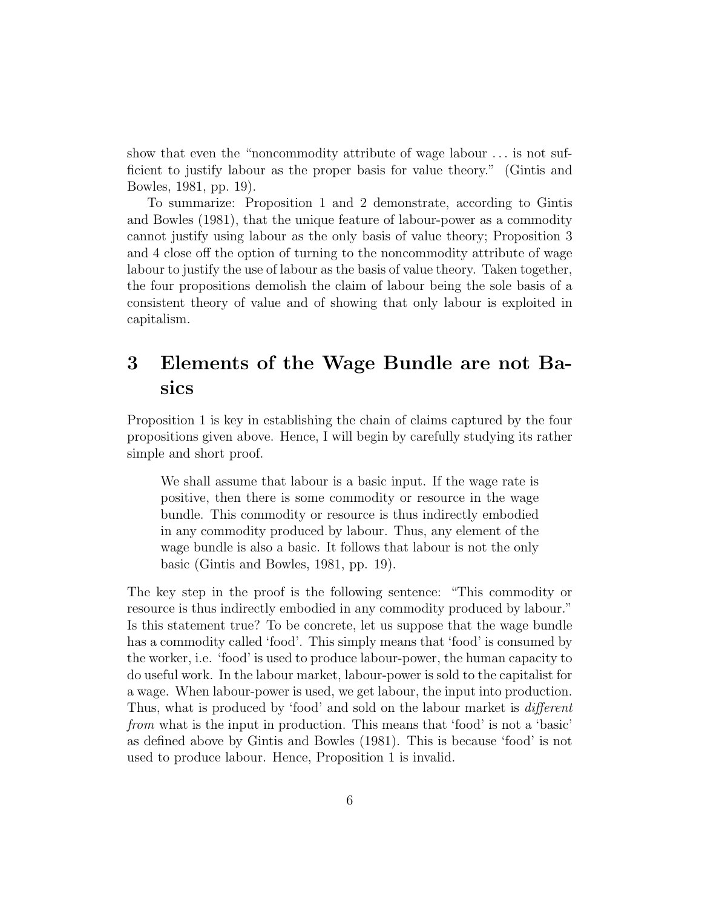show that even the "noncommodity attribute of wage labour ... is not sufficient to justify labour as the proper basis for value theory." (Gintis and Bowles, 1981, pp. 19).

To summarize: Proposition 1 and 2 demonstrate, according to Gintis and Bowles (1981), that the unique feature of labour-power as a commodity cannot justify using labour as the only basis of value theory; Proposition 3 and 4 close off the option of turning to the noncommodity attribute of wage labour to justify the use of labour as the basis of value theory. Taken together, the four propositions demolish the claim of labour being the sole basis of a consistent theory of value and of showing that only labour is exploited in capitalism.

## 3 Elements of the Wage Bundle are not Basics

Proposition 1 is key in establishing the chain of claims captured by the four propositions given above. Hence, I will begin by carefully studying its rather simple and short proof.

> We shall assume that labour is a basic input. If the wage rate is positive, then there is some commodity or resource in the wage bundle. This commodity or resource is thus indirectly embodied in any commodity produced by labour. Thus, any element of the wage bundle is also a basic. It follows that labour is not the only basic (Gintis and Bowles, 1981, pp. 19).

The key step in the proof is the following sentence: "This commodity or resource is thus indirectly embodied in any commodity produced by labour." Is this statement true? To be concrete, let us suppose that the wage bundle has a commodity called 'food'. This simply means that 'food' is consumed by the worker, i.e. 'food' is used to produce labour-power, the human capacity to do useful work. In the labour market, labour-power is sold to the capitalist for a wage. When labour-power is used, we get labour, the input into production. Thus, what is produced by 'food' and sold on the labour market is *different from* what is the input in production. This means that 'food' is not a 'basic' as defined above by Gintis and Bowles (1981). This is because 'food' is not used to produce labour. Hence, Proposition 1 is invalid.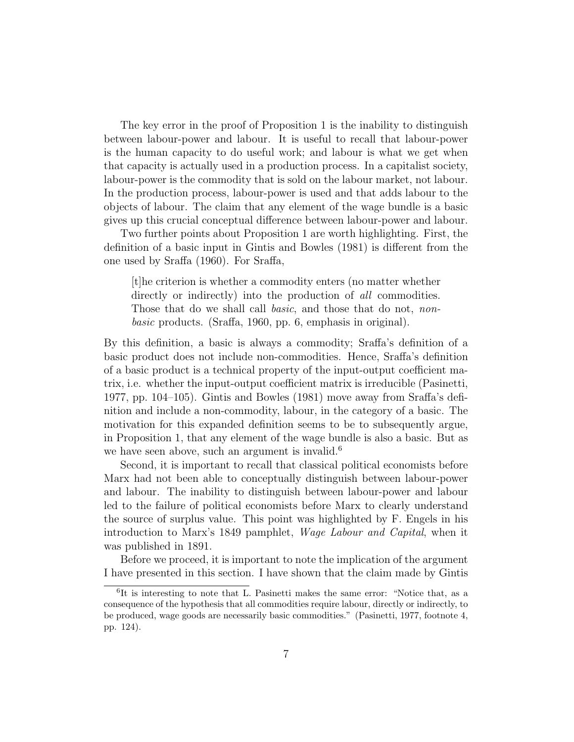The key error in the proof of Proposition 1 is the inability to distinguish between labour-power and labour. It is useful to recall that labour-power is the human capacity to do useful work; and labour is what we get when that capacity is actually used in a production process. In a capitalist society, labour-power is the commodity that is sold on the labour market, not labour. In the production process, labour-power is used and that adds labour to the objects of labour. The claim that any element of the wage bundle is a basic gives up this crucial conceptual difference between labour-power and labour.

Two further points about Proposition 1 are worth highlighting. First, the definition of a basic input in Gintis and Bowles (1981) is different from the one used by Sraffa (1960). For Sraffa,

> [t]he criterion is whether a commodity enters (no matter whether directly or indirectly) into the production of *all* commodities. Those that do we shall call *basic*, and those that do not, *non-basic* products. (Sraffa, 1960, pp. 6, emphasis in original).

By this definition, a basic is always a commodity; Sraffa's definition of a basic product does not include non-commodities. Hence, Sraffa's definition of a basic product is a technical property of the input-output coefficient matrix, i.e. whether the input-output coefficient matrix is irreducible (Pasinetti, 1977, pp. 104–105). Gintis and Bowles (1981) move away from Sraffa's definition and include a non-commodity, labour, in the category of a basic. The motivation for this expanded definition seems to be to subsequently argue, in Proposition 1, that any element of the wage bundle is also a basic. But as we have seen above, such an argument is invalid.[6]

Second, it is important to recall that classical political economists before Marx had not been able to conceptually distinguish between labour-power and labour. The inability to distinguish between labour-power and labour led to the failure of political economists before Marx to clearly understand the source of surplus value. This point was highlighted by F. Engels in his introduction to Marx's 1849 pamphlet, *Wage Labour and Capital*, when it was published in 1891.

Before we proceed, it is important to note the implication of the argument I have presented in this section. I have shown that the claim made by Gintis

[6] It is interesting to note that L. Pasinetti makes the same error: "Notice that, as a consequence of the hypothesis that all commodities require labour, directly or indirectly, to be produced, wage goods are necessarily basic commodities." (Pasinetti, 1977, footnote 4, pp. 124).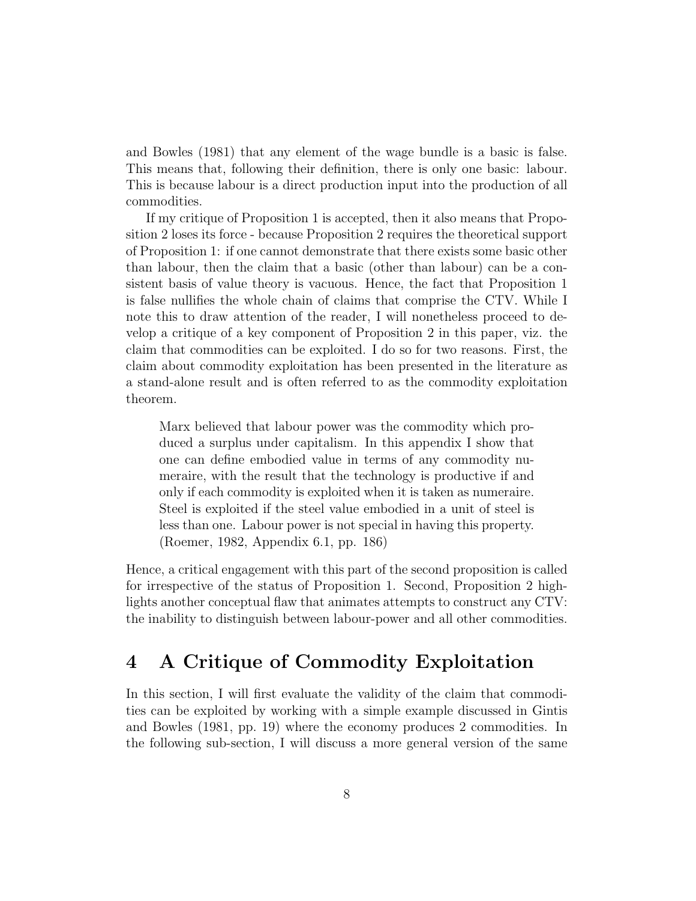and Bowles (1981) that any element of the wage bundle is a basic is false. This means that, following their definition, there is only one basic: labour. This is because labour is a direct production input into the production of all commodities.

If my critique of Proposition 1 is accepted, then it also means that Proposition 2 loses its force - because Proposition 2 requires the theoretical support of Proposition 1: if one cannot demonstrate that there exists some basic other than labour, then the claim that a basic (other than labour) can be a consistent basis of value theory is vacuous. Hence, the fact that Proposition 1 is false nullifies the whole chain of claims that comprise the CTV. While I note this to draw attention of the reader, I will nonetheless proceed to develop a critique of a key component of Proposition 2 in this paper, viz. the claim that commodities can be exploited. I do so for two reasons. First, the claim about commodity exploitation has been presented in the literature as a stand-alone result and is often referred to as the commodity exploitation theorem.

> Marx believed that labour power was the commodity which produced a surplus under capitalism. In this appendix I show that one can define embodied value in terms of any commodity numeraire, with the result that the technology is productive if and only if each commodity is exploited when it is taken as numeraire. Steel is exploited if the steel value embodied in a unit of steel is less than one. Labour power is not special in having this property. (Roemer, 1982, Appendix 6.1, pp. 186)

Hence, a critical engagement with this part of the second proposition is called for irrespective of the status of Proposition 1. Second, Proposition 2 highlights another conceptual flaw that animates attempts to construct any CTV: the inability to distinguish between labour-power and all other commodities.

## 4 A Critique of Commodity Exploitation

In this section, I will first evaluate the validity of the claim that commodities can be exploited by working with a simple example discussed in Gintis and Bowles (1981, pp. 19) where the economy produces 2 commodities. In the following sub-section, I will discuss a more general version of the same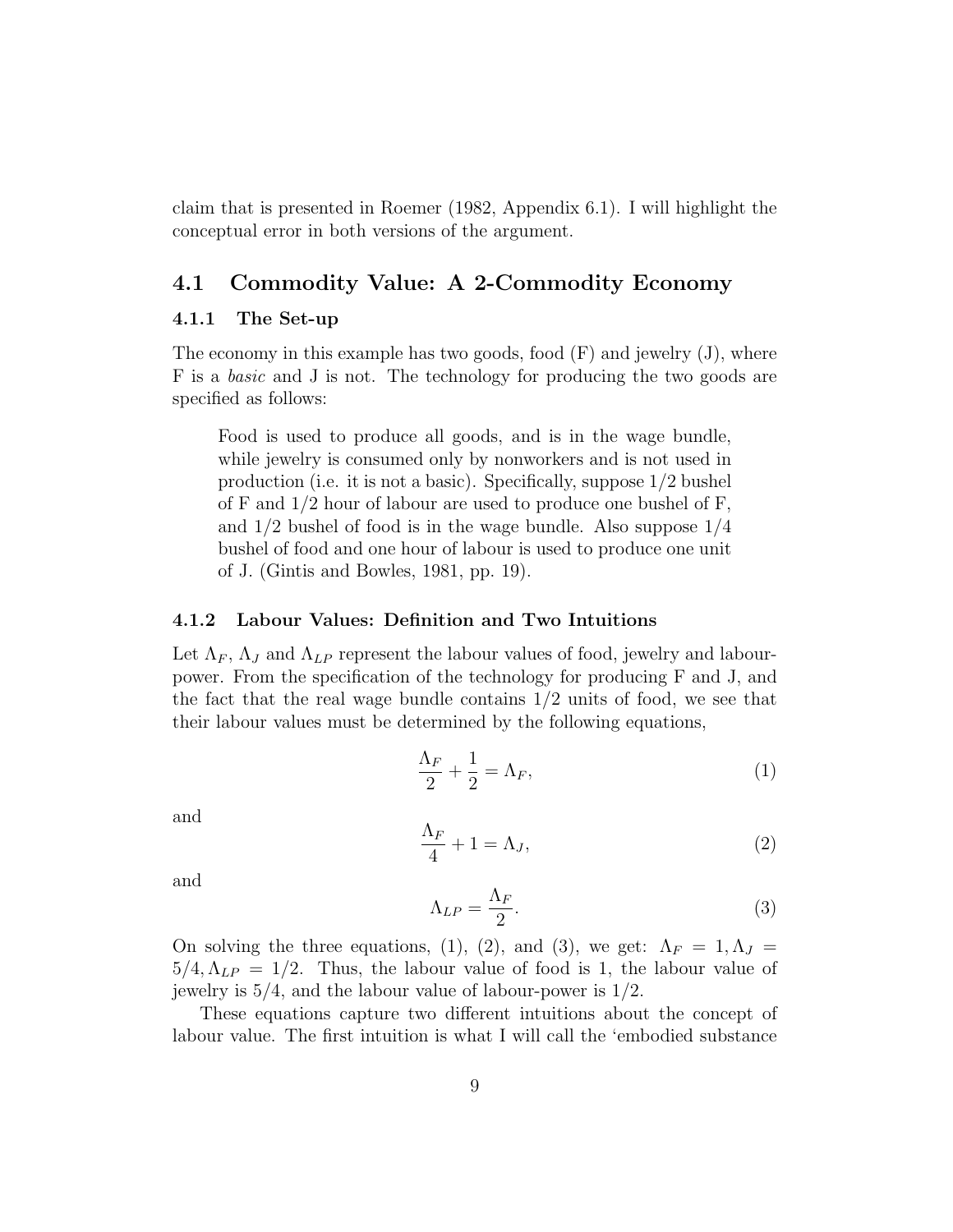claim that is presented in Roemer (1982, Appendix 6.1). I will highlight the conceptual error in both versions of the argument.

## 4.1 Commodity Value: A 2-Commodity Economy

### 4.1.1 The Set-up

The economy in this example has two goods, food (F) and jewelry (J), where F is a *basic* and J is not. The technology for producing the two goods are specified as follows:

> Food is used to produce all goods, and is in the wage bundle, while jewelry is consumed only by nonworkers and is not used in production (i.e. it is not a basic). Specifically, suppose 1/2 bushel of F and 1/2 hour of labour are used to produce one bushel of F, and 1/2 bushel of food is in the wage bundle. Also suppose 1/4 bushel of food and one hour of labour is used to produce one unit of J. (Gintis and Bowles, 1981, pp. 19).

### 4.1.2 Labour Values: Definition and Two Intuitions

Let $\Lambda_F$, $\Lambda_J$ and $\Lambda_{LP}$ represent the labour values of food, jewelry and labour-power. From the specification of the technology for producing F and J, and the fact that the real wage bundle contains 1/2 units of food, we see that their labour values must be determined by the following equations,

$$\frac{\Lambda_F}{2} + \frac{1}{2} = \Lambda_F, \tag{1}$$

and

$$\frac{\Lambda_F}{4} + 1 = \Lambda_J, \tag{2}$$

and

$$\Lambda_{LP} = \frac{\Lambda_F}{2}. \tag{3}$$

On solving the three equations, (1), (2), and (3), we get: $\Lambda_F = 1, \Lambda_J = 5/4, \Lambda_{LP} = 1/2$. Thus, the labour value of food is 1, the labour value of jewelry is 5/4, and the labour value of labour-power is 1/2.

These equations capture two different intuitions about the concept of labour value. The first intuition is what I will call the 'embodied substance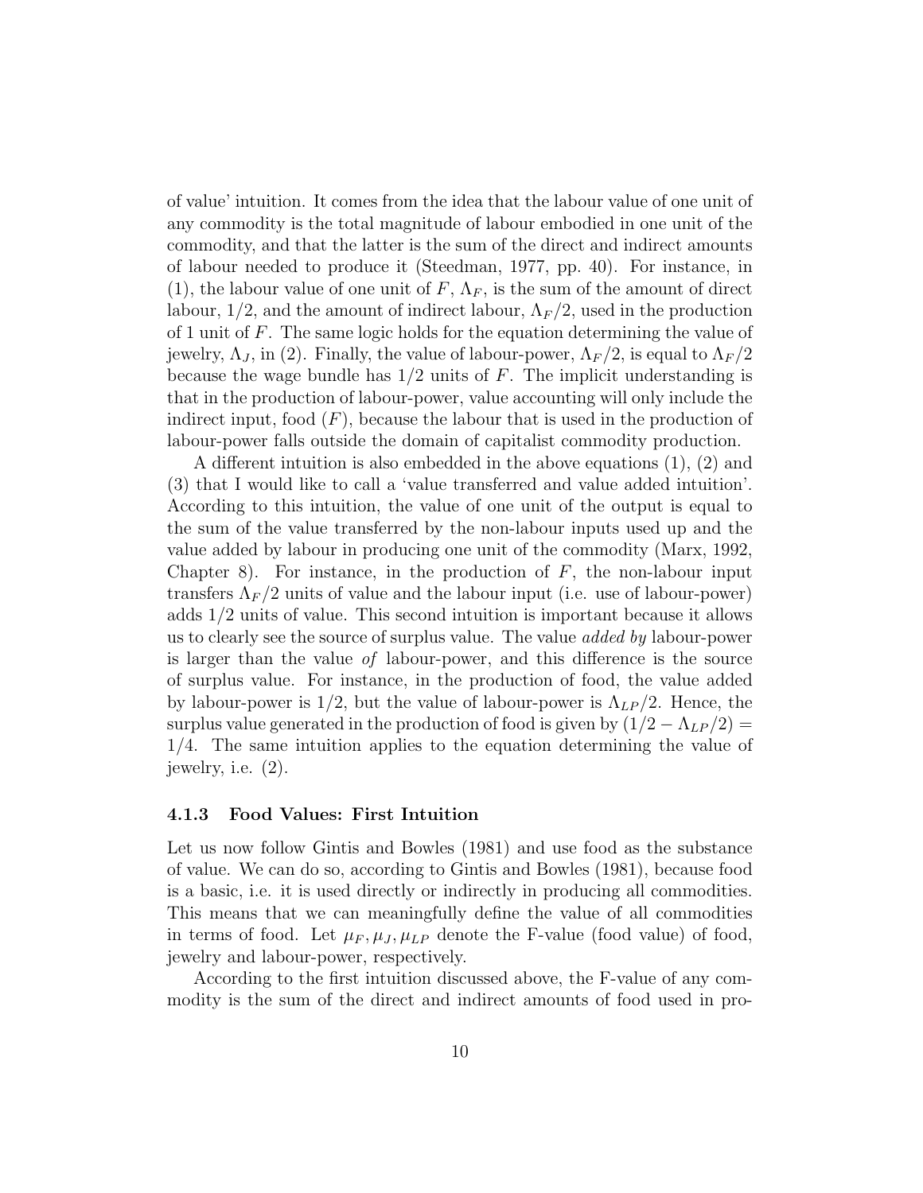of value' intuition. It comes from the idea that the labour value of one unit of any commodity is the total magnitude of labour embodied in one unit of the commodity, and that the latter is the sum of the direct and indirect amounts of labour needed to produce it (Steedman, 1977, pp. 40). For instance, in (1), the labour value of one unit of $F$, $\Lambda_F$, is the sum of the amount of direct labour, $1/2$, and the amount of indirect labour, $\Lambda_F/2$, used in the production of 1 unit of $F$. The same logic holds for the equation determining the value of jewelry, $\Lambda_J$, in (2). Finally, the value of labour-power, $\Lambda_F/2$, is equal to $\Lambda_F/2$ because the wage bundle has $1/2$ units of $F$. The implicit understanding is that in the production of labour-power, value accounting will only include the indirect input, food ($F$), because the labour that is used in the production of labour-power falls outside the domain of capitalist commodity production.

A different intuition is also embedded in the above equations (1), (2) and (3) that I would like to call a 'value transferred and value added intuition'. According to this intuition, the value of one unit of the output is equal to the sum of the value transferred by the non-labour inputs used up and the value added by labour in producing one unit of the commodity (Marx, 1992, Chapter 8). For instance, in the production of $F$, the non-labour input transfers $\Lambda_F/2$ units of value and the labour input (i.e. use of labour-power) adds $1/2$ units of value. This second intuition is important because it allows us to clearly see the source of surplus value. The value *added by* labour-power is larger than the value *of* labour-power, and this difference is the source of surplus value. For instance, in the production of food, the value added by labour-power is $1/2$, but the value of labour-power is $\Lambda_{LP}/2$. Hence, the surplus value generated in the production of food is given by $(1/2 - \Lambda_{LP}/2) = 1/4$. The same intuition applies to the equation determining the value of jewelry, i.e. (2).

### 4.1.3 Food Values: First Intuition

Let us now follow Gintis and Bowles (1981) and use food as the substance of value. We can do so, according to Gintis and Bowles (1981), because food is a basic, i.e. it is used directly or indirectly in producing all commodities. This means that we can meaningfully define the value of all commodities in terms of food. Let $\mu_F, \mu_J, \mu_{LP}$ denote the F-value (food value) of food, jewelry and labour-power, respectively.

According to the first intuition discussed above, the F-value of any commodity is the sum of the direct and indirect amounts of food used in pro-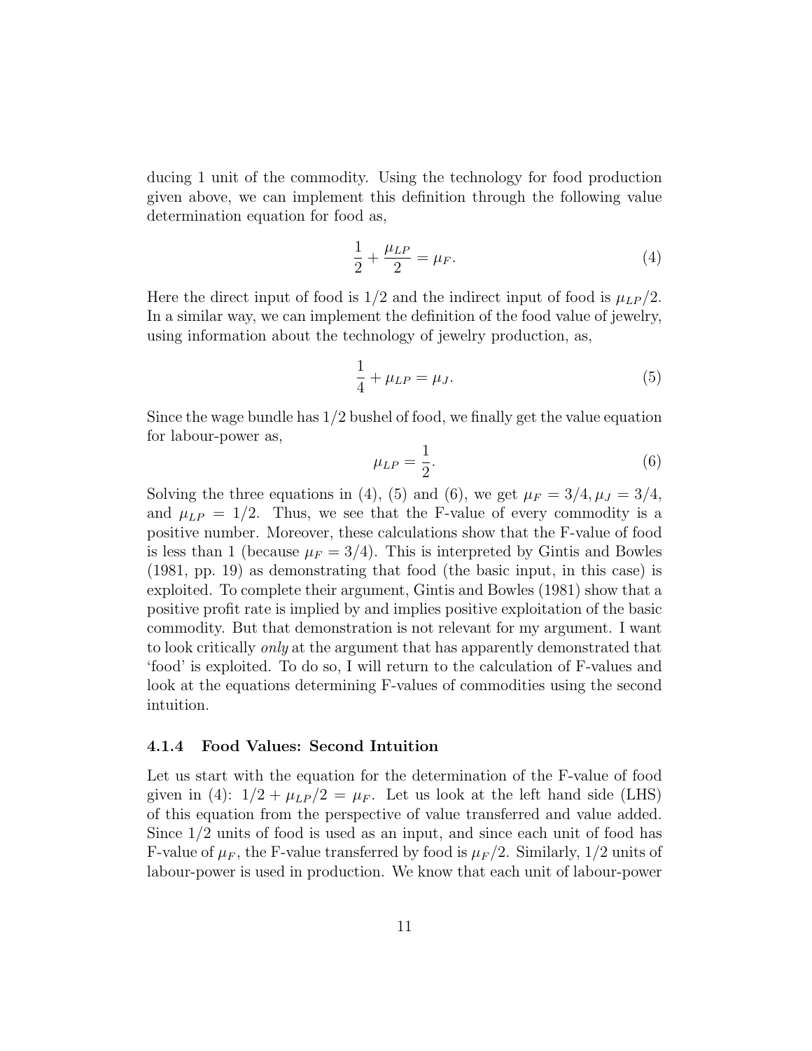ducing 1 unit of the commodity. Using the technology for food production given above, we can implement this definition through the following value determination equation for food as,

$$\frac{1}{2} + \frac{\mu_{LP}}{2} = \mu_F. \tag{4}$$

Here the direct input of food is 1/2 and the indirect input of food is $\mu_{LP}/2$. In a similar way, we can implement the definition of the food value of jewelry, using information about the technology of jewelry production, as,

$$\frac{1}{4} + \mu_{LP} = \mu_J. \tag{5}$$

Since the wage bundle has 1/2 bushel of food, we finally get the value equation for labour-power as,

$$\mu_{LP} = \frac{1}{2}. \tag{6}$$

Solving the three equations in (4), (5) and (6), we get $\mu_F = 3/4, \mu_J = 3/4$, and $\mu_{LP} = 1/2$. Thus, we see that the F-value of every commodity is a positive number. Moreover, these calculations show that the F-value of food is less than 1 (because $\mu_F = 3/4$). This is interpreted by Gintis and Bowles (1981, pp. 19) as demonstrating that food (the basic input, in this case) is exploited. To complete their argument, Gintis and Bowles (1981) show that a positive profit rate is implied by and implies positive exploitation of the basic commodity. But that demonstration is not relevant for my argument. I want to look critically *only* at the argument that has apparently demonstrated that 'food' is exploited. To do so, I will return to the calculation of F-values and look at the equations determining F-values of commodities using the second intuition.

#### 4.1.4 Food Values: Second Intuition

Let us start with the equation for the determination of the F-value of food given in (4): $1/2 + \mu_{LP}/2 = \mu_F$. Let us look at the left hand side (LHS) of this equation from the perspective of value transferred and value added. Since 1/2 units of food is used as an input, and since each unit of food has F-value of $\mu_F$, the F-value transferred by food is $\mu_F/2$. Similarly, 1/2 units of labour-power is used in production. We know that each unit of labour-power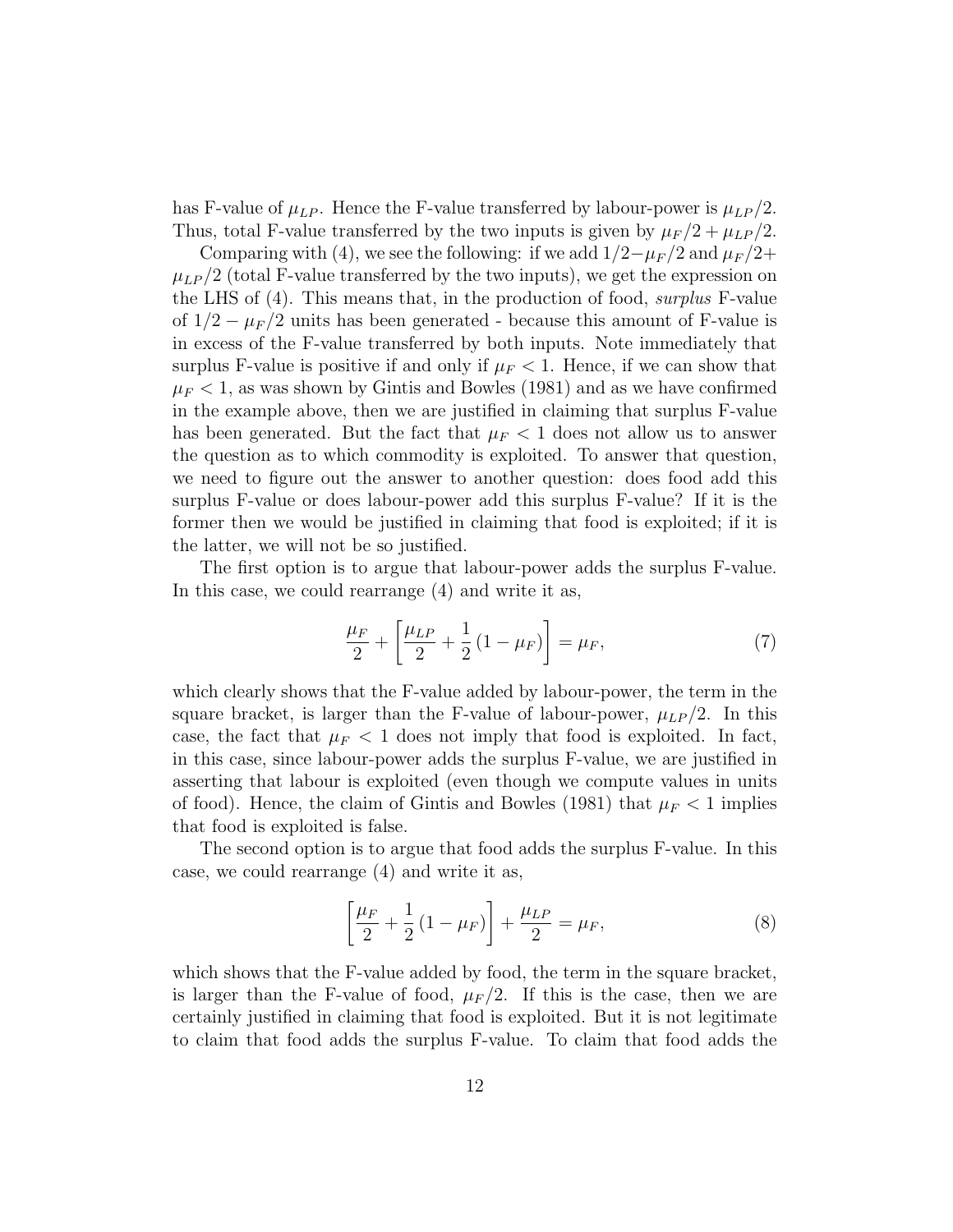has F-value of $\mu_{LP}$. Hence the F-value transferred by labour-power is $\mu_{LP}/2$. Thus, total F-value transferred by the two inputs is given by $\mu_F/2 + \mu_{LP}/2$.

Comparing with (4), we see the following: if we add $1/2 - \mu_F/2$ and $\mu_F/2 + \mu_{LP}/2$ (total F-value transferred by the two inputs), we get the expression on the LHS of (4). This means that, in the production of food, *surplus* F-value of $1/2 - \mu_F/2$ units has been generated - because this amount of F-value is in excess of the F-value transferred by both inputs. Note immediately that surplus F-value is positive if and only if $\mu_F < 1$. Hence, if we can show that $\mu_F < 1$, as was shown by Gintis and Bowles (1981) and as we have confirmed in the example above, then we are justified in claiming that surplus F-value has been generated. But the fact that $\mu_F < 1$ does not allow us to answer the question as to which commodity is exploited. To answer that question, we need to figure out the answer to another question: does food add this surplus F-value or does labour-power add this surplus F-value? If it is the former then we would be justified in claiming that food is exploited; if it is the latter, we will not be so justified.

The first option is to argue that labour-power adds the surplus F-value. In this case, we could rearrange (4) and write it as,

$$\frac{\mu_F}{2} + \left[ \frac{\mu_{LP}}{2} + \frac{1}{2}(1 - \mu_F) \right] = \mu_F, \tag{7}$$

which clearly shows that the F-value added by labour-power, the term in the square bracket, is larger than the F-value of labour-power, $\mu_{LP}/2$. In this case, the fact that $\mu_F < 1$ does not imply that food is exploited. In fact, in this case, since labour-power adds the surplus F-value, we are justified in asserting that labour is exploited (even though we compute values in units of food). Hence, the claim of Gintis and Bowles (1981) that $\mu_F < 1$ implies that food is exploited is false.

The second option is to argue that food adds the surplus F-value. In this case, we could rearrange (4) and write it as,

$$\left[ \frac{\mu_F}{2} + \frac{1}{2}(1 - \mu_F) \right] + \frac{\mu_{LP}}{2} = \mu_F, \tag{8}$$

which shows that the F-value added by food, the term in the square bracket, is larger than the F-value of food, $\mu_F/2$. If this is the case, then we are certainly justified in claiming that food is exploited. But it is not legitimate to claim that food adds the surplus F-value. To claim that food adds the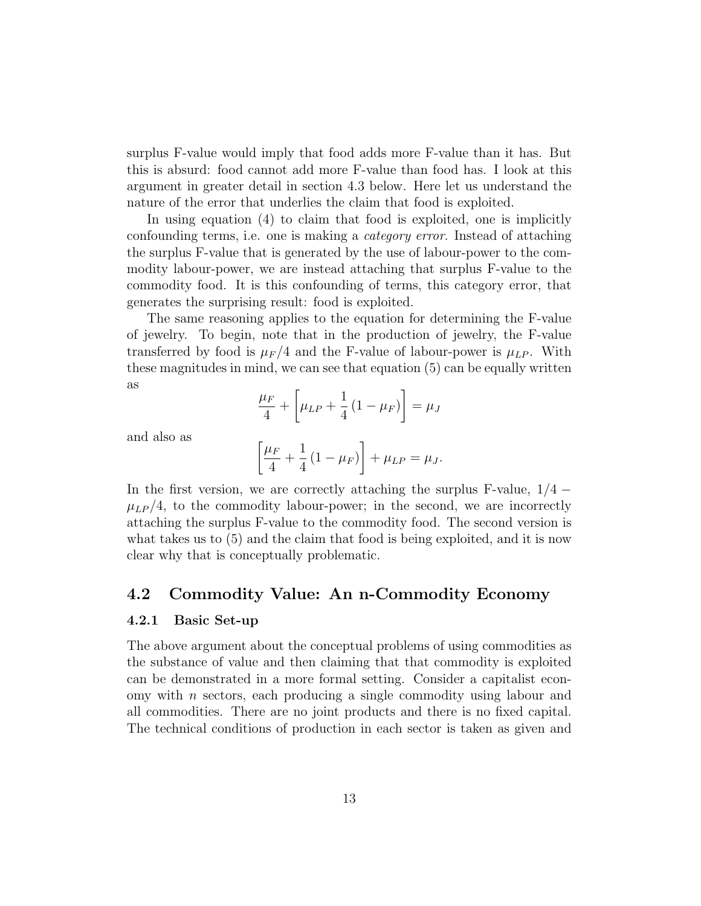surplus F-value would imply that food adds more F-value than it has. But this is absurd: food cannot add more F-value than food has. I look at this argument in greater detail in section 4.3 below. Here let us understand the nature of the error that underlies the claim that food is exploited.

In using equation (4) to claim that food is exploited, one is implicitly confounding terms, i.e. one is making a *category error*. Instead of attaching the surplus F-value that is generated by the use of labour-power to the commodity labour-power, we are instead attaching that surplus F-value to the commodity food. It is this confounding of terms, this category error, that generates the surprising result: food is exploited.

The same reasoning applies to the equation for determining the F-value of jewelry. To begin, note that in the production of jewelry, the F-value transferred by food is $\mu_F/4$ and the F-value of labour-power is $\mu_{LP}$. With these magnitudes in mind, we can see that equation (5) can be equally written as

$$\frac{\mu_F}{4} + \left[\mu_{LP} + \frac{1}{4}\left(1 - \mu_F\right)\right] = \mu_J$$

and also as

$$\left[\frac{\mu_F}{4} + \frac{1}{4}\left(1 - \mu_F\right)\right] + \mu_{LP} = \mu_J.$$

In the first version, we are correctly attaching the surplus F-value, $1/4 - \mu_{LP}/4$, to the commodity labour-power; in the second, we are incorrectly attaching the surplus F-value to the commodity food. The second version is what takes us to (5) and the claim that food is being exploited, and it is now clear why that is conceptually problematic.

## 4.2 Commodity Value: An n-Commodity Economy

### 4.2.1 Basic Set-up

The above argument about the conceptual problems of using commodities as the substance of value and then claiming that that commodity is exploited can be demonstrated in a more formal setting. Consider a capitalist economy with $n$ sectors, each producing a single commodity using labour and all commodities. There are no joint products and there is no fixed capital. The technical conditions of production in each sector is taken as given and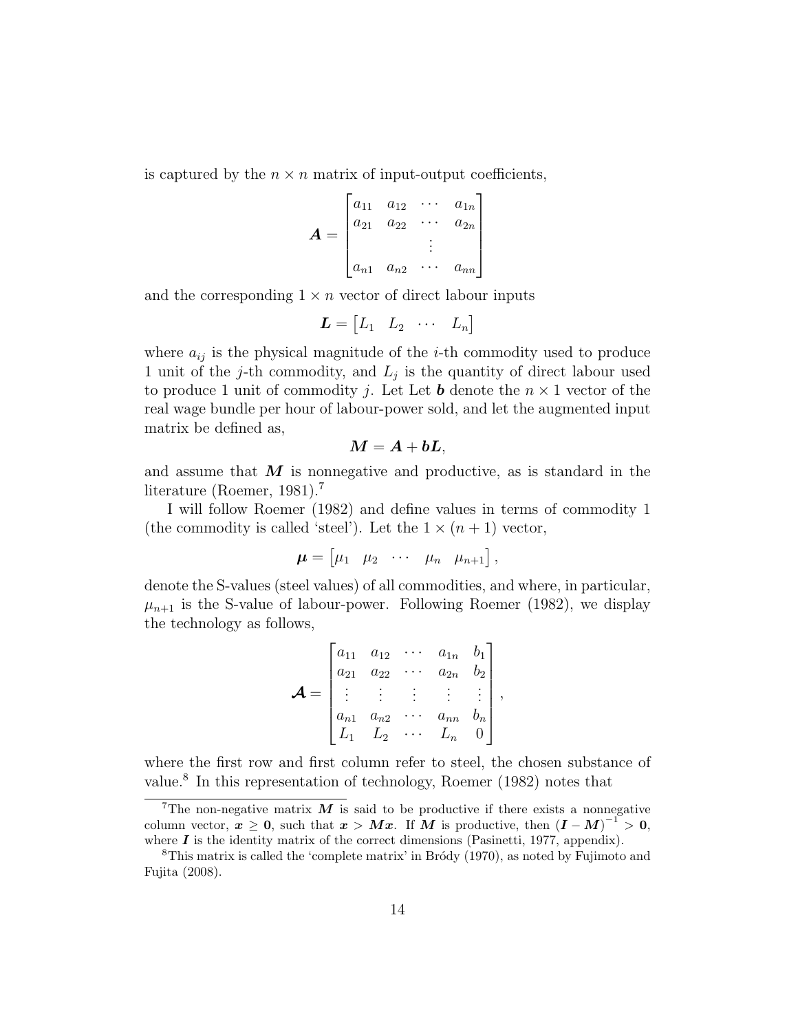is captured by the $n \times n$ matrix of input-output coefficients,

$$\boldsymbol{A} = \begin{bmatrix} a_{11} & a_{12} & \cdots & a_{1n} \\ a_{21} & a_{22} & \cdots & a_{2n} \\ & & \vdots & \\ a_{n1} & a_{n2} & \cdots & a_{nn} \end{bmatrix}$$

and the corresponding $1 \times n$ vector of direct labour inputs

$$\boldsymbol{L} = \begin{bmatrix} L_1 & L_2 & \cdots & L_n \end{bmatrix}$$

where $a_{ij}$ is the physical magnitude of the $i$-th commodity used to produce 1 unit of the $j$-th commodity, and $L_j$ is the quantity of direct labour used to produce 1 unit of commodity $j$. Let Let $\boldsymbol{b}$ denote the $n \times 1$ vector of the real wage bundle per hour of labour-power sold, and let the augmented input matrix be defined as,

$$\boldsymbol{M} = \boldsymbol{A} + \boldsymbol{b}\boldsymbol{L},$$

and assume that $\boldsymbol{M}$ is nonnegative and productive, as is standard in the literature (Roemer, 1981).[7]

I will follow Roemer (1982) and define values in terms of commodity 1 (the commodity is called 'steel'). Let the $1 \times (n+1)$ vector,

$$\boldsymbol{\mu} = \begin{bmatrix} \mu_1 & \mu_2 & \cdots & \mu_n & \mu_{n+1} \end{bmatrix},$$

denote the S-values (steel values) of all commodities, and where, in particular, $\mu_{n+1}$ is the S-value of labour-power. Following Roemer (1982), we display the technology as follows,

$$\boldsymbol{\mathcal{A}} = \begin{bmatrix} a_{11} & a_{12} & \cdots & a_{1n} & b_1 \\ a_{21} & a_{22} & \cdots & a_{2n} & b_2 \\ \vdots & \vdots & \vdots & \vdots & \vdots \\ a_{n1} & a_{n2} & \cdots & a_{nn} & b_n \\ L_1 & L_2 & \cdots & L_n & 0 \end{bmatrix},$$

where the first row and first column refer to steel, the chosen substance of value.[8] In this representation of technology, Roemer (1982) notes that

[7] The non-negative matrix $\boldsymbol{M}$ is said to be productive if there exists a nonnegative column vector, $\boldsymbol{x} \geq \boldsymbol{0}$, such that $\boldsymbol{x} > \boldsymbol{M}\boldsymbol{x}$. If $\boldsymbol{M}$ is productive, then $(\boldsymbol{I} - \boldsymbol{M})^{-1} > \boldsymbol{0}$, where $\boldsymbol{I}$ is the identity matrix of the correct dimensions (Pasinetti, 1977, appendix).

[8] This matrix is called the 'complete matrix' in Bródy (1970), as noted by Fujimoto and Fujita (2008).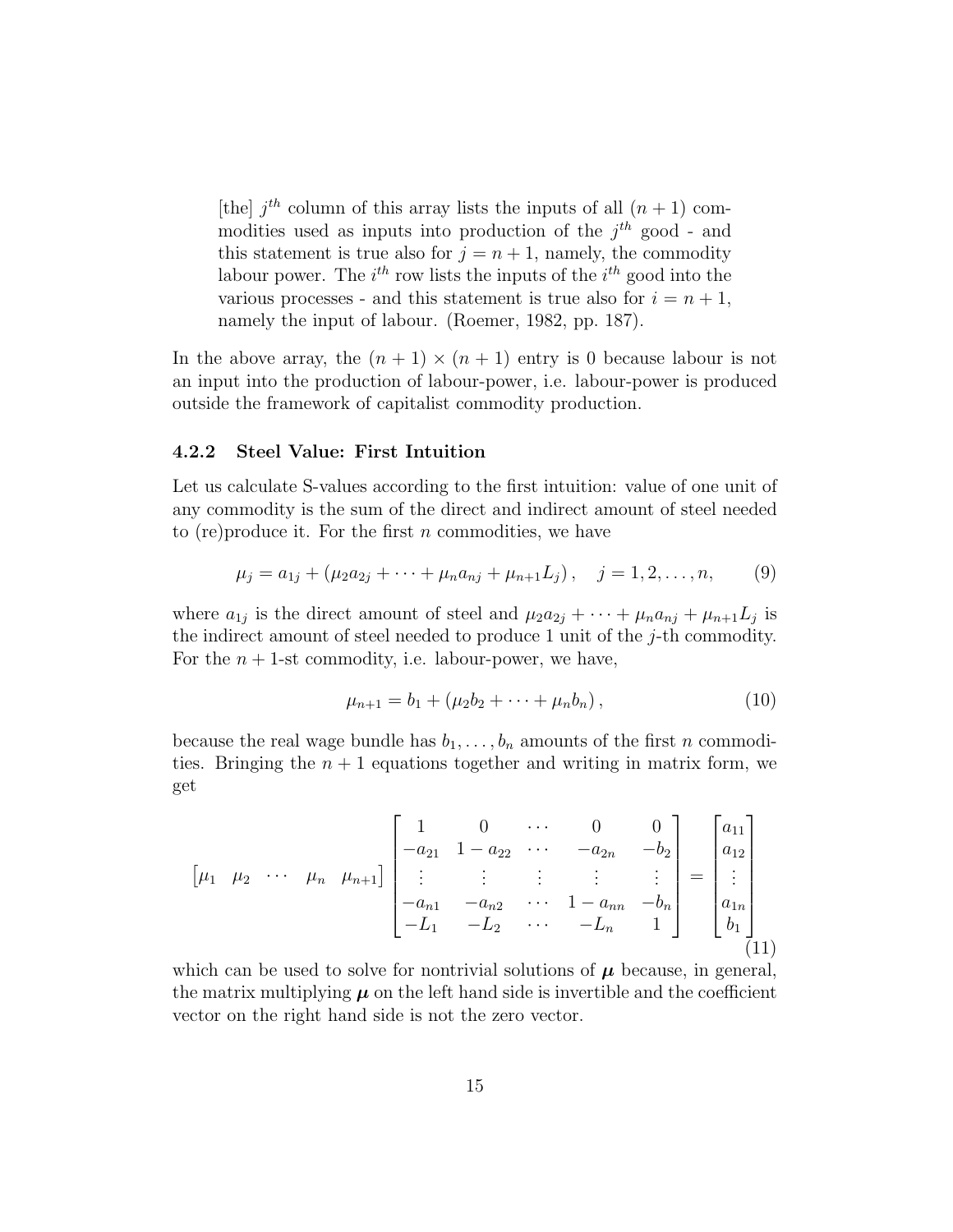> [the] $j^{th}$ column of this array lists the inputs of all $(n+1)$ commodities used as inputs into production of the $j^{th}$ good - and this statement is true also for $j = n+1$, namely, the commodity labour power. The $i^{th}$ row lists the inputs of the $i^{th}$ good into the various processes - and this statement is true also for $i = n+1$, namely the input of labour. (Roemer, 1982, pp. 187).

In the above array, the $(n+1) \times (n+1)$ entry is 0 because labour is not an input into the production of labour-power, i.e. labour-power is produced outside the framework of capitalist commodity production.

### 4.2.2 Steel Value: First Intuition

Let us calculate S-values according to the first intuition: value of one unit of any commodity is the sum of the direct and indirect amount of steel needed to (re)produce it. For the first $n$ commodities, we have

$$\mu_j = a_{1j} + (\mu_2 a_{2j} + \cdots + \mu_n a_{nj} + \mu_{n+1} L_j), \quad j = 1, 2, \ldots, n, \tag{9}$$

where $a_{1j}$ is the direct amount of steel and $\mu_2 a_{2j} + \cdots + \mu_n a_{nj} + \mu_{n+1} L_j$ is the indirect amount of steel needed to produce 1 unit of the $j$-th commodity. For the $n+1$-st commodity, i.e. labour-power, we have,

$$\mu_{n+1} = b_1 + (\mu_2 b_2 + \cdots + \mu_n b_n), \tag{10}$$

because the real wage bundle has $b_1, \ldots, b_n$ amounts of the first $n$ commodities. Bringing the $n+1$ equations together and writing in matrix form, we get

$$\begin{bmatrix} \mu_1 & \mu_2 & \cdots & \mu_n & \mu_{n+1} \end{bmatrix} \begin{bmatrix} 1 & 0 & \cdots & 0 & 0 \\ -a_{21} & 1 - a_{22} & \cdots & -a_{2n} & -b_2 \\ \vdots & \vdots & \vdots & \vdots & \vdots \\ -a_{n1} & -a_{n2} & \cdots & 1 - a_{nn} & -b_n \\ -L_1 & -L_2 & \cdots & -L_n & 1 \end{bmatrix} = \begin{bmatrix} a_{11} \\ a_{12} \\ \vdots \\ a_{1n} \\ b_1 \end{bmatrix} \tag{11}$$

which can be used to solve for nontrivial solutions of $\boldsymbol{\mu}$ because, in general, the matrix multiplying $\boldsymbol{\mu}$ on the left hand side is invertible and the coefficient vector on the right hand side is not the zero vector.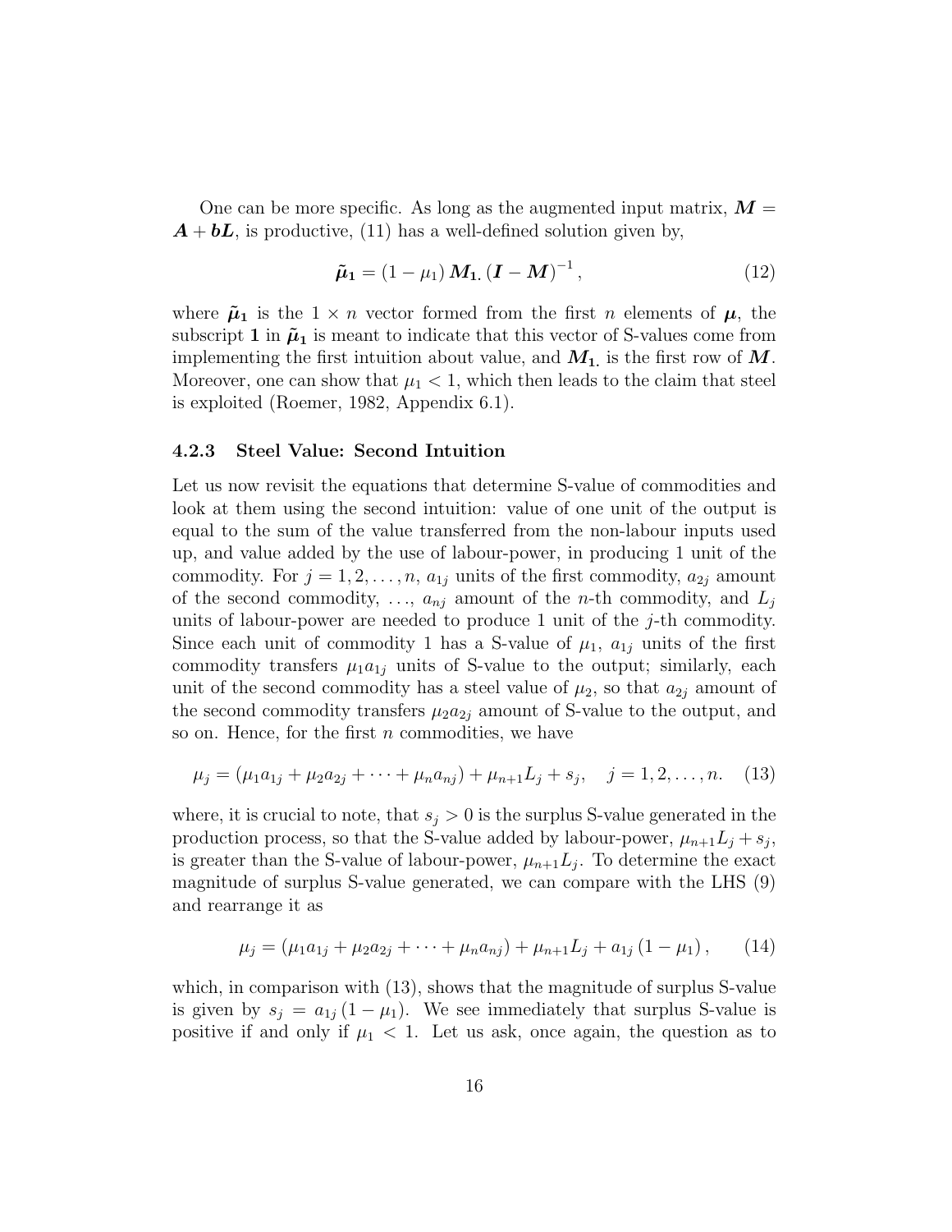One can be more specific. As long as the augmented input matrix, $\boldsymbol{M} = \boldsymbol{A} + \boldsymbol{bL}$, is productive, (11) has a well-defined solution given by,

$$\tilde{\boldsymbol{\mu}}_{\mathbf{1}} = (1 - \mu_1)\, \boldsymbol{M}_{\mathbf{1.}} \left(\boldsymbol{I} - \boldsymbol{M}\right)^{-1}, \tag{12}$$

where $\tilde{\boldsymbol{\mu}}_{\mathbf{1}}$ is the $1 \times n$ vector formed from the first $n$ elements of $\boldsymbol{\mu}$, the subscript $\mathbf{1}$ in $\tilde{\boldsymbol{\mu}}_{\mathbf{1}}$ is meant to indicate that this vector of S-values come from implementing the first intuition about value, and $\boldsymbol{M}_{\mathbf{1.}}$ is the first row of $\boldsymbol{M}$. Moreover, one can show that $\mu_1 < 1$, which then leads to the claim that steel is exploited (Roemer, 1982, Appendix 6.1).

### 4.2.3 Steel Value: Second Intuition

Let us now revisit the equations that determine S-value of commodities and look at them using the second intuition: value of one unit of the output is equal to the sum of the value transferred from the non-labour inputs used up, and value added by the use of labour-power, in producing 1 unit of the commodity. For $j = 1, 2, \ldots, n$, $a_{1j}$ units of the first commodity, $a_{2j}$ amount of the second commodity, $\ldots$, $a_{nj}$ amount of the $n$-th commodity, and $L_j$ units of labour-power are needed to produce 1 unit of the $j$-th commodity. Since each unit of commodity 1 has a S-value of $\mu_1$, $a_{1j}$ units of the first commodity transfers $\mu_1 a_{1j}$ units of S-value to the output; similarly, each unit of the second commodity has a steel value of $\mu_2$, so that $a_{2j}$ amount of the second commodity transfers $\mu_2 a_{2j}$ amount of S-value to the output, and so on. Hence, for the first $n$ commodities, we have

$$\mu_j = (\mu_1 a_{1j} + \mu_2 a_{2j} + \cdots + \mu_n a_{nj}) + \mu_{n+1} L_j + s_j, \quad j = 1, 2, \ldots, n. \tag{13}$$

where, it is crucial to note, that $s_j > 0$ is the surplus S-value generated in the production process, so that the S-value added by labour-power, $\mu_{n+1} L_j + s_j$, is greater than the S-value of labour-power, $\mu_{n+1} L_j$. To determine the exact magnitude of surplus S-value generated, we can compare with the LHS (9) and rearrange it as

$$\mu_j = (\mu_1 a_{1j} + \mu_2 a_{2j} + \cdots + \mu_n a_{nj}) + \mu_{n+1} L_j + a_{1j}\left(1 - \mu_1\right), \tag{14}$$

which, in comparison with (13), shows that the magnitude of surplus S-value is given by $s_j = a_{1j}\left(1 - \mu_1\right)$. We see immediately that surplus S-value is positive if and only if $\mu_1 < 1$. Let us ask, once again, the question as to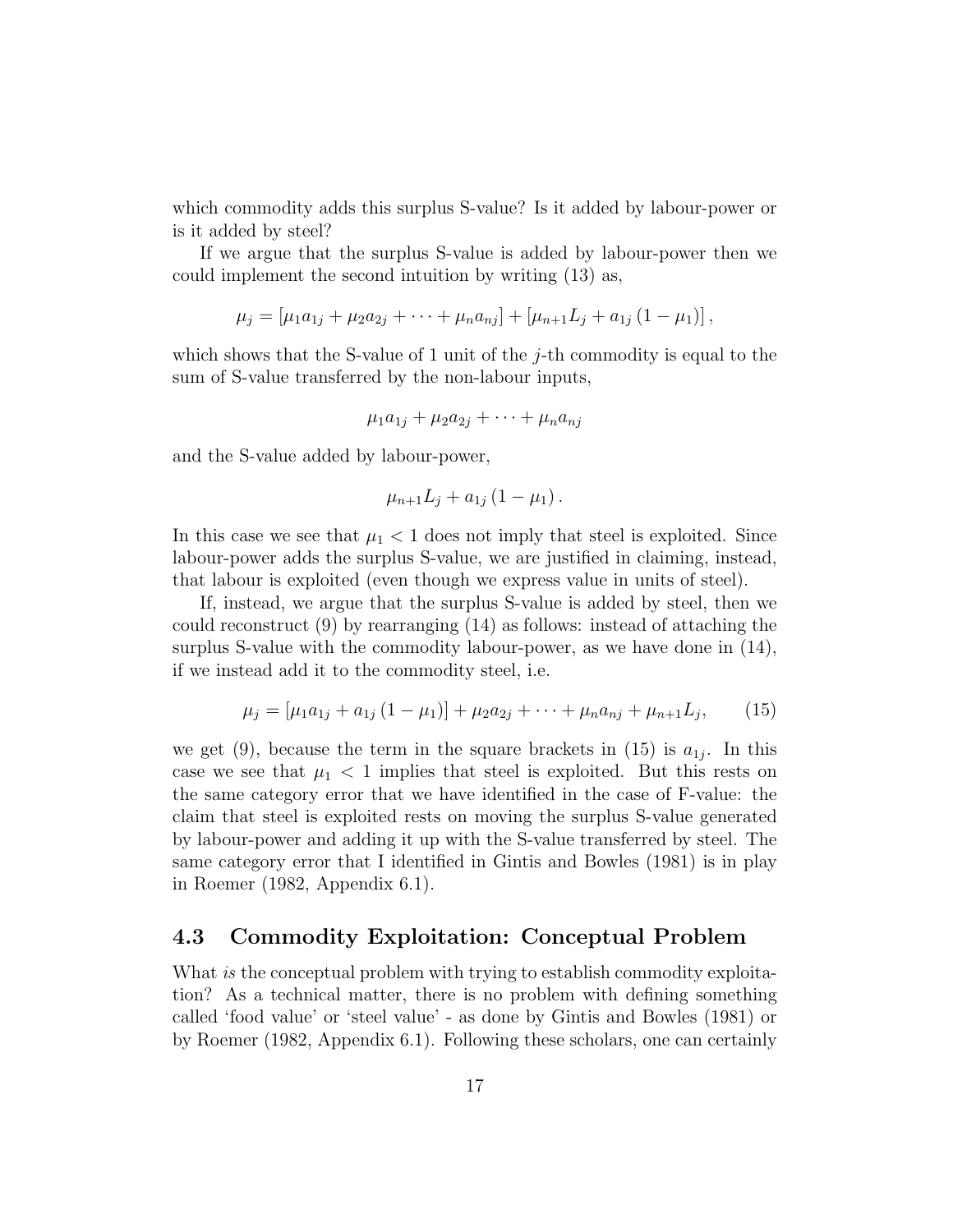which commodity adds this surplus S-value? Is it added by labour-power or is it added by steel?

If we argue that the surplus S-value is added by labour-power then we could implement the second intuition by writing (13) as,

$$\mu_j = [\mu_1 a_{1j} + \mu_2 a_{2j} + \cdots + \mu_n a_{nj}] + [\mu_{n+1} L_j + a_{1j}(1 - \mu_1)],$$

which shows that the S-value of 1 unit of the $j$-th commodity is equal to the sum of S-value transferred by the non-labour inputs,

$$\mu_1 a_{1j} + \mu_2 a_{2j} + \cdots + \mu_n a_{nj}$$

and the S-value added by labour-power,

$$\mu_{n+1} L_j + a_{1j}(1 - \mu_1).$$

In this case we see that $\mu_1 < 1$ does not imply that steel is exploited. Since labour-power adds the surplus S-value, we are justified in claiming, instead, that labour is exploited (even though we express value in units of steel).

If, instead, we argue that the surplus S-value is added by steel, then we could reconstruct (9) by rearranging (14) as follows: instead of attaching the surplus S-value with the commodity labour-power, as we have done in (14), if we instead add it to the commodity steel, i.e.

$$\mu_j = [\mu_1 a_{1j} + a_{1j}(1 - \mu_1)] + \mu_2 a_{2j} + \cdots + \mu_n a_{nj} + \mu_{n+1} L_j, \tag{15}$$

we get (9), because the term in the square brackets in (15) is $a_{1j}$. In this case we see that $\mu_1 < 1$ implies that steel is exploited. But this rests on the same category error that we have identified in the case of F-value: the claim that steel is exploited rests on moving the surplus S-value generated by labour-power and adding it up with the S-value transferred by steel. The same category error that I identified in Gintis and Bowles (1981) is in play in Roemer (1982, Appendix 6.1).

### 4.3 Commodity Exploitation: Conceptual Problem

What *is* the conceptual problem with trying to establish commodity exploitation? As a technical matter, there is no problem with defining something called 'food value' or 'steel value' - as done by Gintis and Bowles (1981) or by Roemer (1982, Appendix 6.1). Following these scholars, one can certainly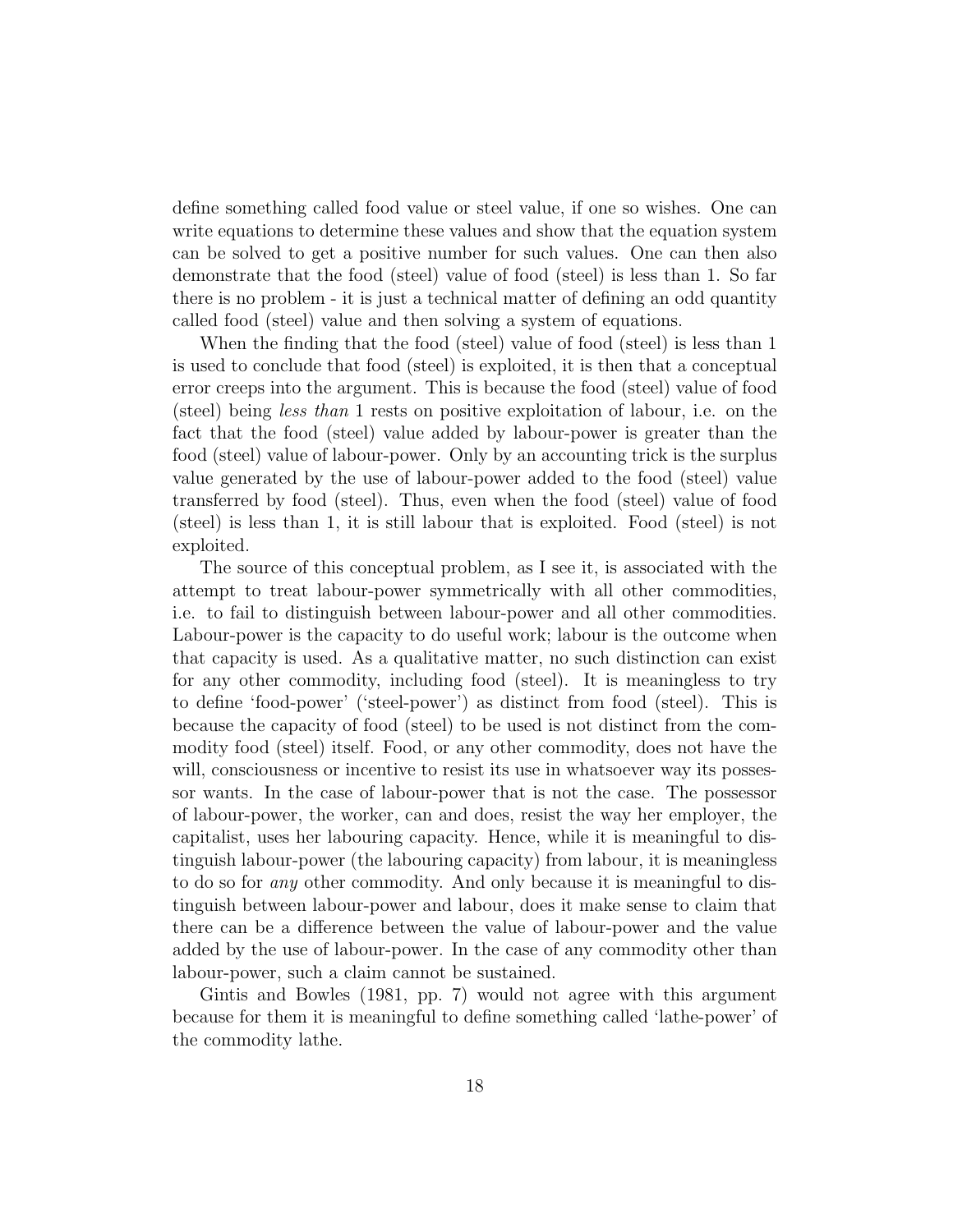define something called food value or steel value, if one so wishes. One can write equations to determine these values and show that the equation system can be solved to get a positive number for such values. One can then also demonstrate that the food (steel) value of food (steel) is less than 1. So far there is no problem - it is just a technical matter of defining an odd quantity called food (steel) value and then solving a system of equations.

When the finding that the food (steel) value of food (steel) is less than 1 is used to conclude that food (steel) is exploited, it is then that a conceptual error creeps into the argument. This is because the food (steel) value of food (steel) being *less than* 1 rests on positive exploitation of labour, i.e. on the fact that the food (steel) value added by labour-power is greater than the food (steel) value of labour-power. Only by an accounting trick is the surplus value generated by the use of labour-power added to the food (steel) value transferred by food (steel). Thus, even when the food (steel) value of food (steel) is less than 1, it is still labour that is exploited. Food (steel) is not exploited.

The source of this conceptual problem, as I see it, is associated with the attempt to treat labour-power symmetrically with all other commodities, i.e. to fail to distinguish between labour-power and all other commodities. Labour-power is the capacity to do useful work; labour is the outcome when that capacity is used. As a qualitative matter, no such distinction can exist for any other commodity, including food (steel). It is meaningless to try to define 'food-power' ('steel-power') as distinct from food (steel). This is because the capacity of food (steel) to be used is not distinct from the commodity food (steel) itself. Food, or any other commodity, does not have the will, consciousness or incentive to resist its use in whatsoever way its possessor wants. In the case of labour-power that is not the case. The possessor of labour-power, the worker, can and does, resist the way her employer, the capitalist, uses her labouring capacity. Hence, while it is meaningful to distinguish labour-power (the labouring capacity) from labour, it is meaningless to do so for *any* other commodity. And only because it is meaningful to distinguish between labour-power and labour, does it make sense to claim that there can be a difference between the value of labour-power and the value added by the use of labour-power. In the case of any commodity other than labour-power, such a claim cannot be sustained.

Gintis and Bowles (1981, pp. 7) would not agree with this argument because for them it is meaningful to define something called 'lathe-power' of the commodity lathe.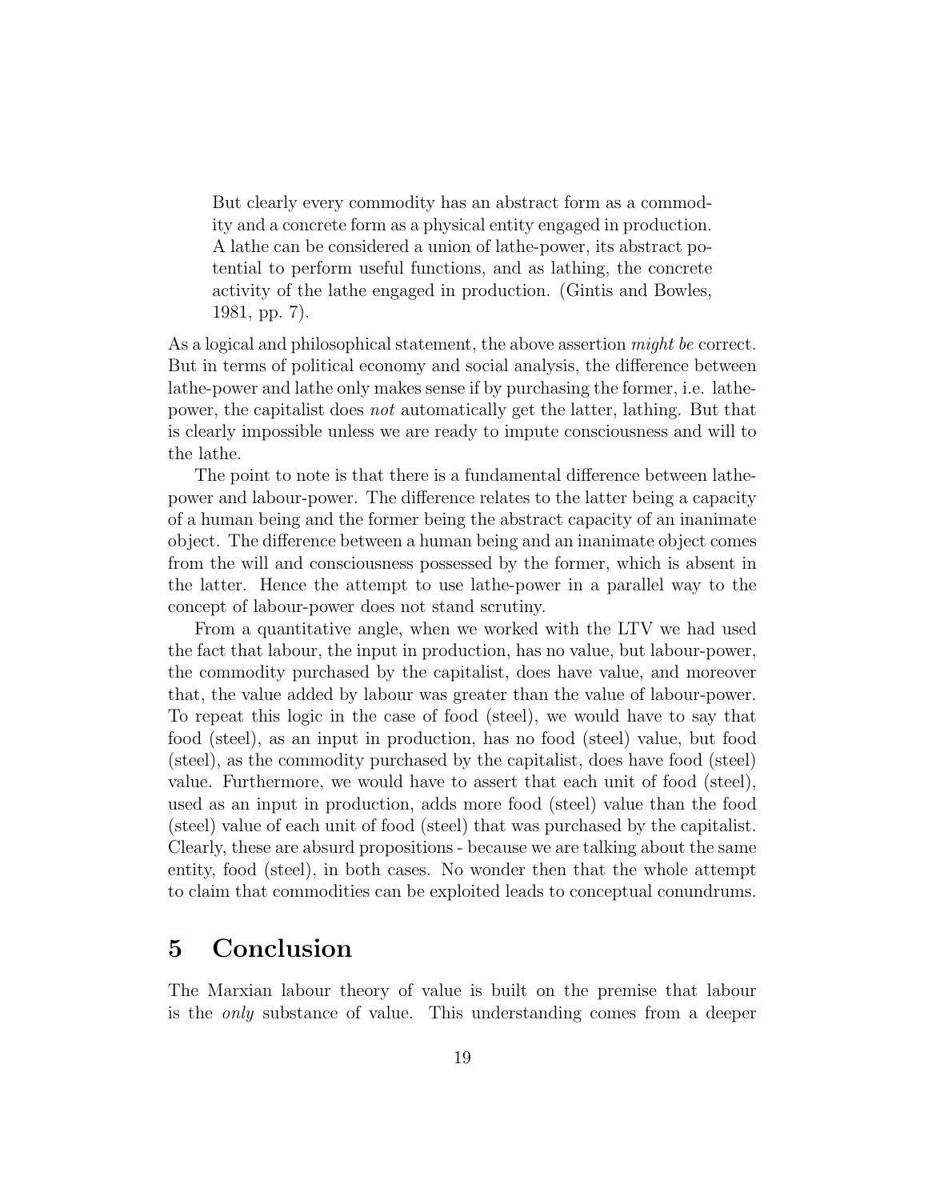> But clearly every commodity has an abstract form as a commodity and a concrete form as a physical entity engaged in production. A lathe can be considered a union of lathe-power, its abstract potential to perform useful functions, and as lathing, the concrete activity of the lathe engaged in production. (Gintis and Bowles, 1981, pp. 7).

As a logical and philosophical statement, the above assertion *might be* correct. But in terms of political economy and social analysis, the difference between lathe-power and lathe only makes sense if by purchasing the former, i.e. lathe-power, the capitalist does *not* automatically get the latter, lathing. But that is clearly impossible unless we are ready to impute consciousness and will to the lathe.

The point to note is that there is a fundamental difference between lathe-power and labour-power. The difference relates to the latter being a capacity of a human being and the former being the abstract capacity of an inanimate object. The difference between a human being and an inanimate object comes from the will and consciousness possessed by the former, which is absent in the latter. Hence the attempt to use lathe-power in a parallel way to the concept of labour-power does not stand scrutiny.

From a quantitative angle, when we worked with the LTV we had used the fact that labour, the input in production, has no value, but labour-power, the commodity purchased by the capitalist, does have value, and moreover that, the value added by labour was greater than the value of labour-power. To repeat this logic in the case of food (steel), we would have to say that food (steel), as an input in production, has no food (steel) value, but food (steel), as the commodity purchased by the capitalist, does have food (steel) value. Furthermore, we would have to assert that each unit of food (steel), used as an input in production, adds more food (steel) value than the food (steel) value of each unit of food (steel) that was purchased by the capitalist. Clearly, these are absurd propositions - because we are talking about the same entity, food (steel), in both cases. No wonder then that the whole attempt to claim that commodities can be exploited leads to conceptual conundrums.

# 5 Conclusion

The Marxian labour theory of value is built on the premise that labour is the *only* substance of value. This understanding comes from a deeper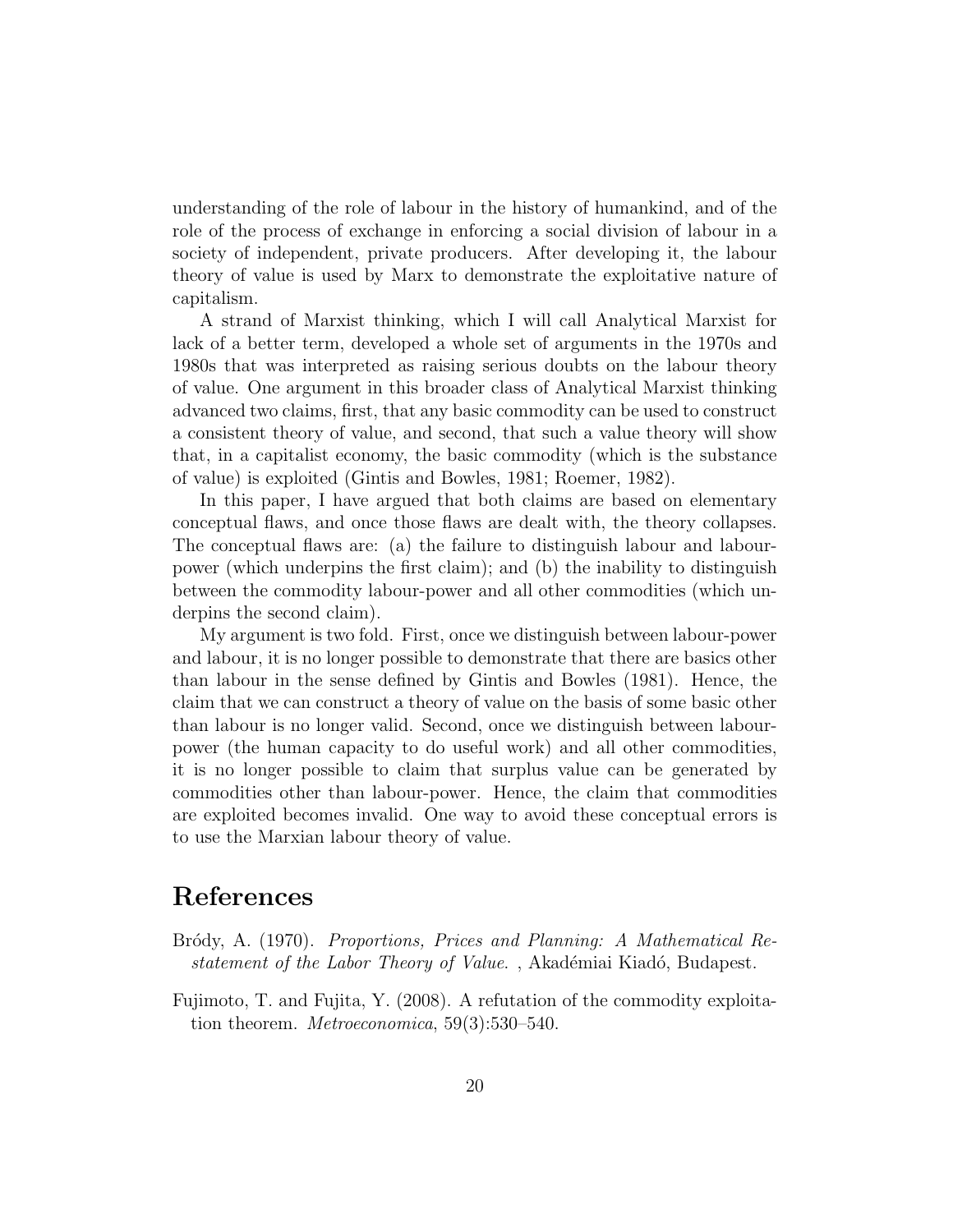understanding of the role of labour in the history of humankind, and of the role of the process of exchange in enforcing a social division of labour in a society of independent, private producers. After developing it, the labour theory of value is used by Marx to demonstrate the exploitative nature of capitalism.

A strand of Marxist thinking, which I will call Analytical Marxist for lack of a better term, developed a whole set of arguments in the 1970s and 1980s that was interpreted as raising serious doubts on the labour theory of value. One argument in this broader class of Analytical Marxist thinking advanced two claims, first, that any basic commodity can be used to construct a consistent theory of value, and second, that such a value theory will show that, in a capitalist economy, the basic commodity (which is the substance of value) is exploited (Gintis and Bowles, 1981; Roemer, 1982).

In this paper, I have argued that both claims are based on elementary conceptual flaws, and once those flaws are dealt with, the theory collapses. The conceptual flaws are: (a) the failure to distinguish labour and labour-power (which underpins the first claim); and (b) the inability to distinguish between the commodity labour-power and all other commodities (which underpins the second claim).

My argument is two fold. First, once we distinguish between labour-power and labour, it is no longer possible to demonstrate that there are basics other than labour in the sense defined by Gintis and Bowles (1981). Hence, the claim that we can construct a theory of value on the basis of some basic other than labour is no longer valid. Second, once we distinguish between labour-power (the human capacity to do useful work) and all other commodities, it is no longer possible to claim that surplus value can be generated by commodities other than labour-power. Hence, the claim that commodities are exploited becomes invalid. One way to avoid these conceptual errors is to use the Marxian labour theory of value.

# References

Bródy, A. (1970). *Proportions, Prices and Planning: A Mathematical Restatement of the Labor Theory of Value.* , Akadémiai Kiadó, Budapest.

Fujimoto, T. and Fujita, Y. (2008). A refutation of the commodity exploitation theorem. *Metroeconomica*, 59(3):530–540.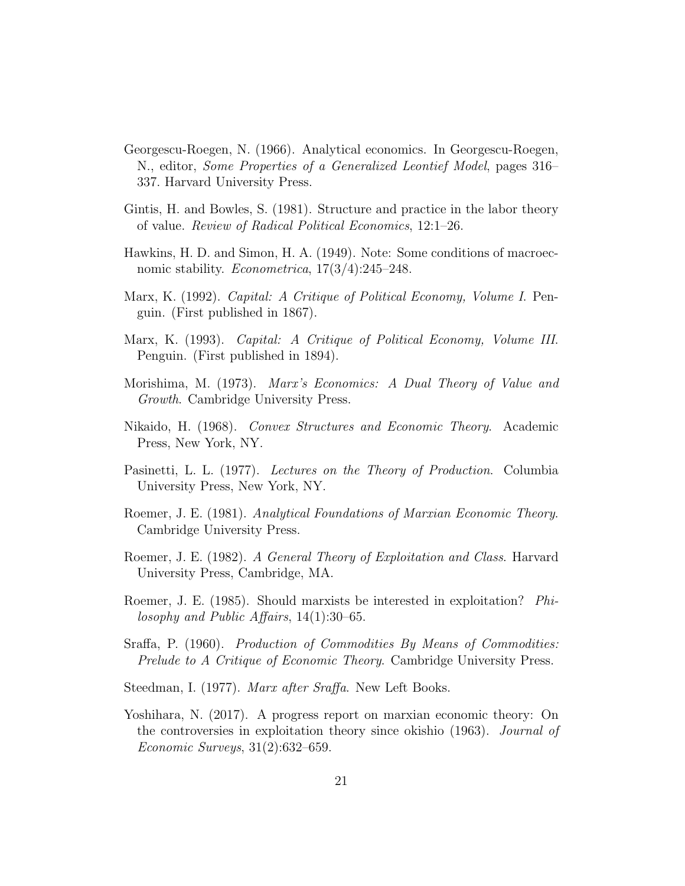Georgescu-Roegen, N. (1966). Analytical economics. In Georgescu-Roegen, N., editor, *Some Properties of a Generalized Leontief Model*, pages 316–337. Harvard University Press.

Gintis, H. and Bowles, S. (1981). Structure and practice in the labor theory of value. *Review of Radical Political Economics*, 12:1–26.

Hawkins, H. D. and Simon, H. A. (1949). Note: Some conditions of macroecnomic stability. *Econometrica*, 17(3/4):245–248.

Marx, K. (1992). *Capital: A Critique of Political Economy, Volume I*. Penguin. (First published in 1867).

Marx, K. (1993). *Capital: A Critique of Political Economy, Volume III*. Penguin. (First published in 1894).

Morishima, M. (1973). *Marx's Economics: A Dual Theory of Value and Growth*. Cambridge University Press.

Nikaido, H. (1968). *Convex Structures and Economic Theory*. Academic Press, New York, NY.

Pasinetti, L. L. (1977). *Lectures on the Theory of Production*. Columbia University Press, New York, NY.

Roemer, J. E. (1981). *Analytical Foundations of Marxian Economic Theory*. Cambridge University Press.

Roemer, J. E. (1982). *A General Theory of Exploitation and Class*. Harvard University Press, Cambridge, MA.

Roemer, J. E. (1985). Should marxists be interested in exploitation? *Philosophy and Public Affairs*, 14(1):30–65.

Sraffa, P. (1960). *Production of Commodities By Means of Commodities: Prelude to A Critique of Economic Theory*. Cambridge University Press.

Steedman, I. (1977). *Marx after Sraffa*. New Left Books.

Yoshihara, N. (2017). A progress report on marxian economic theory: On the controversies in exploitation theory since okishio (1963). *Journal of Economic Surveys*, 31(2):632–659.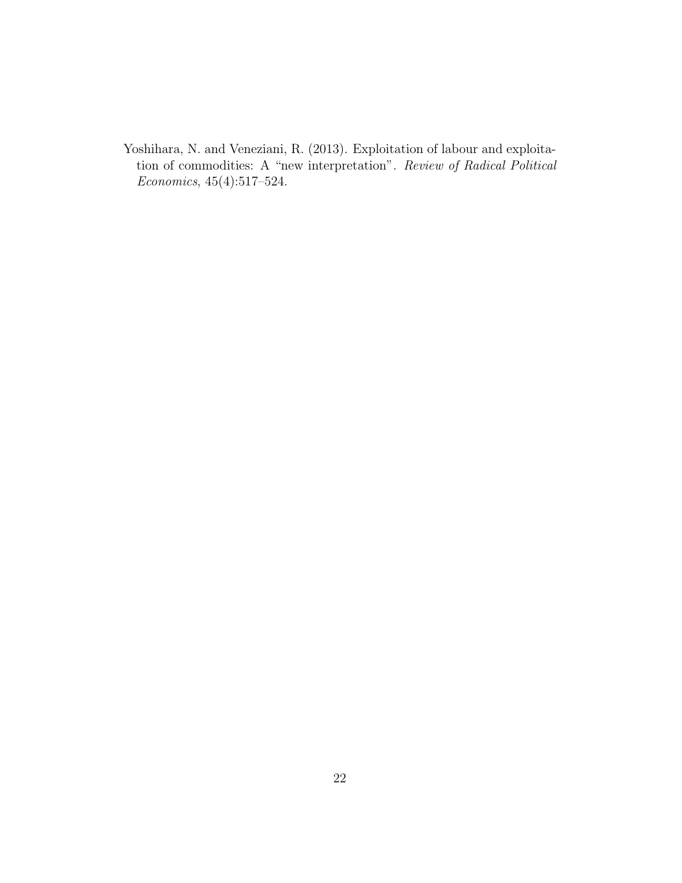Yoshihara, N. and Veneziani, R. (2013). Exploitation of labour and exploitation of commodities: A "new interpretation". *Review of Radical Political Economics*, 45(4):517–524.